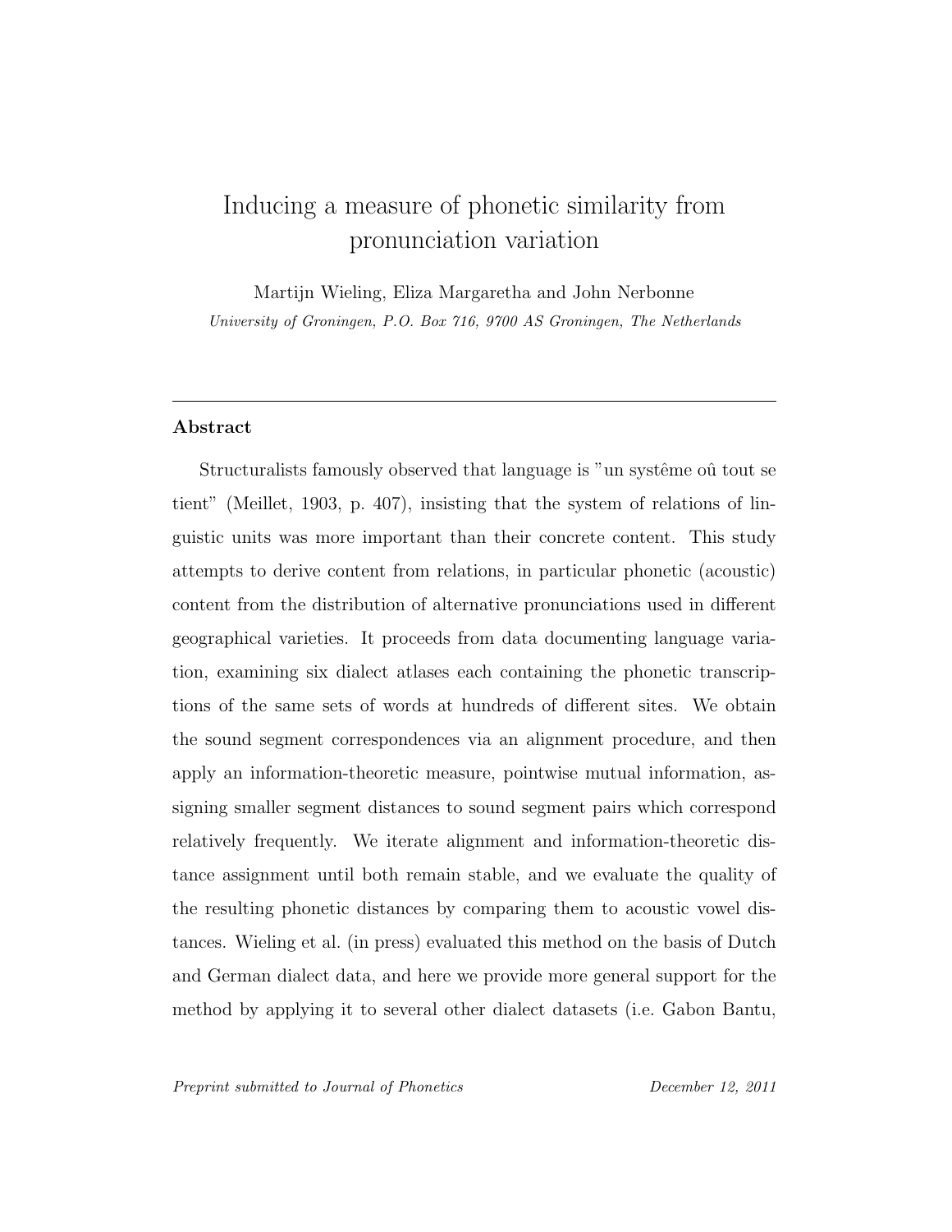# Inducing a measure of phonetic similarity from pronunciation variation

Martijn Wieling, Eliza Margaretha and John Nerbonne

*University of Groningen, P.O. Box 716, 9700 AS Groningen, The Netherlands*

---

## Abstract

Structuralists famously observed that language is "un systême oû tout se tient" (Meillet, 1903, p. 407), insisting that the system of relations of linguistic units was more important than their concrete content. This study attempts to derive content from relations, in particular phonetic (acoustic) content from the distribution of alternative pronunciations used in different geographical varieties. It proceeds from data documenting language variation, examining six dialect atlases each containing the phonetic transcriptions of the same sets of words at hundreds of different sites. We obtain the sound segment correspondences via an alignment procedure, and then apply an information-theoretic measure, pointwise mutual information, assigning smaller segment distances to sound segment pairs which correspond relatively frequently. We iterate alignment and information-theoretic distance assignment until both remain stable, and we evaluate the quality of the resulting phonetic distances by comparing them to acoustic vowel distances. Wieling et al. (in press) evaluated this method on the basis of Dutch and German dialect data, and here we provide more general support for the method by applying it to several other dialect datasets (i.e. Gabon Bantu,

*Preprint submitted to Journal of Phonetics* *December 12, 2011*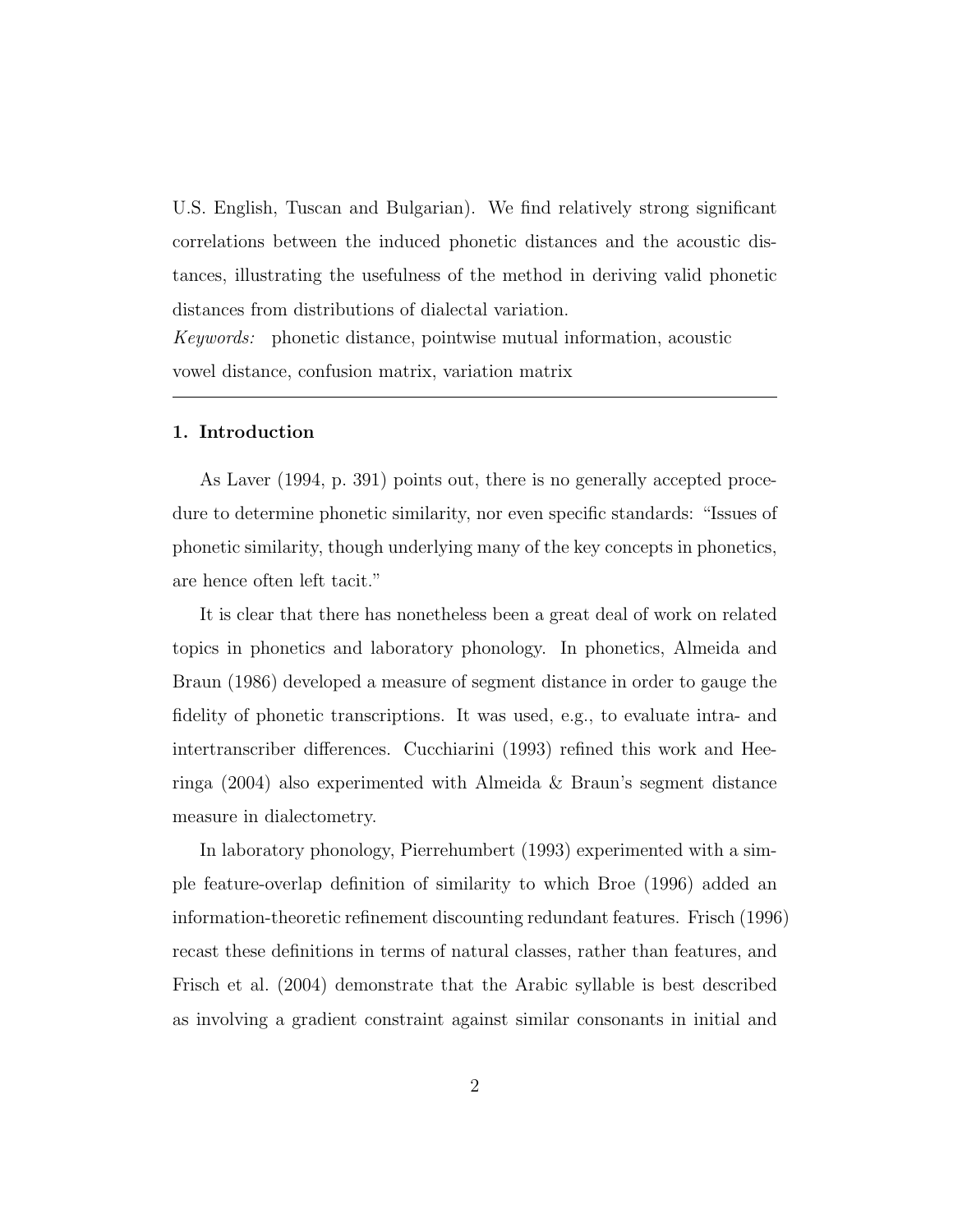U.S. English, Tuscan and Bulgarian). We find relatively strong significant correlations between the induced phonetic distances and the acoustic distances, illustrating the usefulness of the method in deriving valid phonetic distances from distributions of dialectal variation.

*Keywords:* phonetic distance, pointwise mutual information, acoustic vowel distance, confusion matrix, variation matrix

---

## 1. Introduction

As Laver (1994, p. 391) points out, there is no generally accepted procedure to determine phonetic similarity, nor even specific standards: "Issues of phonetic similarity, though underlying many of the key concepts in phonetics, are hence often left tacit."

It is clear that there has nonetheless been a great deal of work on related topics in phonetics and laboratory phonology. In phonetics, Almeida and Braun (1986) developed a measure of segment distance in order to gauge the fidelity of phonetic transcriptions. It was used, e.g., to evaluate intra- and intertranscriber differences. Cucchiarini (1993) refined this work and Heeringa (2004) also experimented with Almeida & Braun's segment distance measure in dialectometry.

In laboratory phonology, Pierrehumbert (1993) experimented with a simple feature-overlap definition of similarity to which Broe (1996) added an information-theoretic refinement discounting redundant features. Frisch (1996) recast these definitions in terms of natural classes, rather than features, and Frisch et al. (2004) demonstrate that the Arabic syllable is best described as involving a gradient constraint against similar consonants in initial and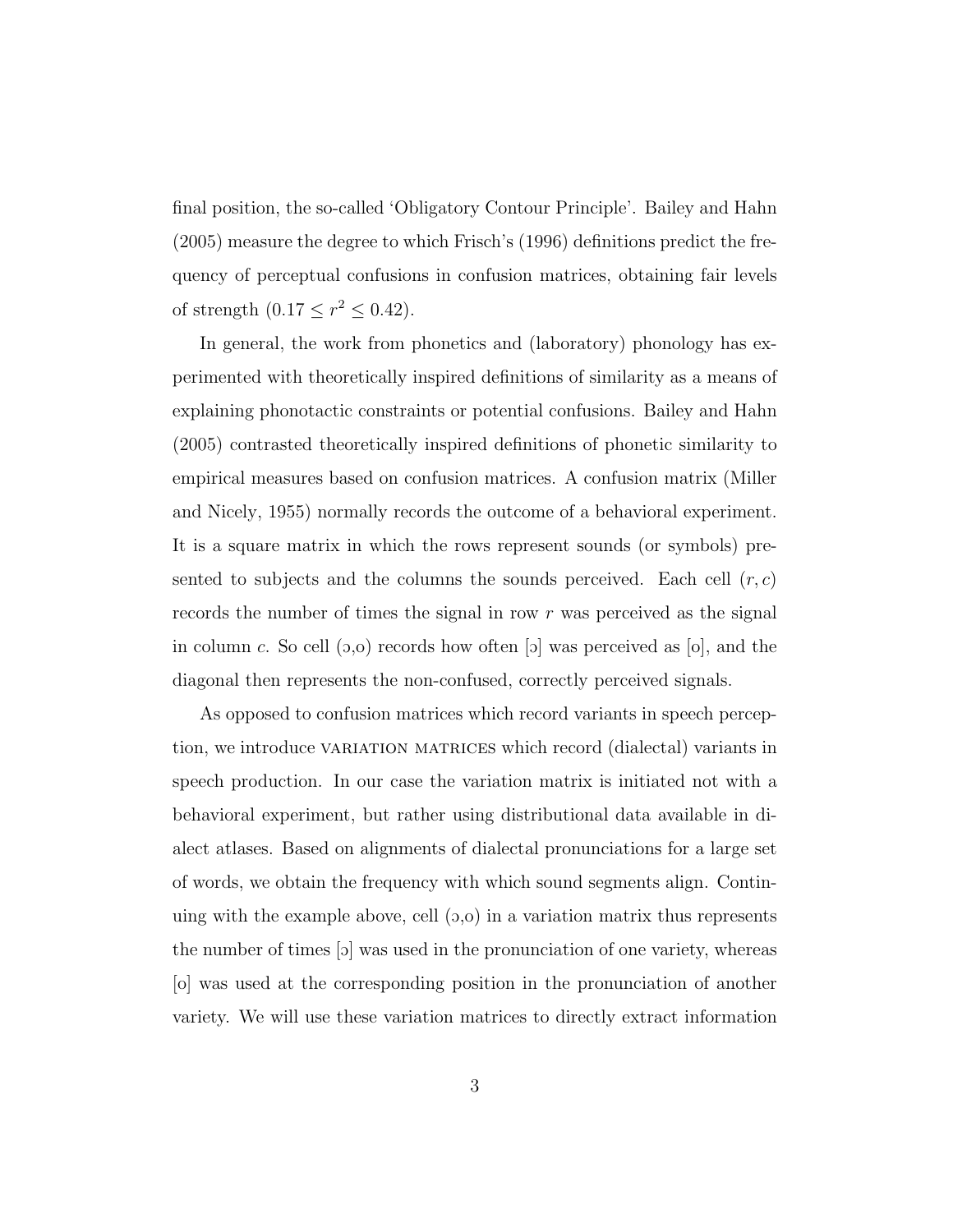final position, the so-called 'Obligatory Contour Principle'. Bailey and Hahn (2005) measure the degree to which Frisch's (1996) definitions predict the frequency of perceptual confusions in confusion matrices, obtaining fair levels of strength ($0.17 \leq r^2 \leq 0.42$).

In general, the work from phonetics and (laboratory) phonology has experimented with theoretically inspired definitions of similarity as a means of explaining phonotactic constraints or potential confusions. Bailey and Hahn (2005) contrasted theoretically inspired definitions of phonetic similarity to empirical measures based on confusion matrices. A confusion matrix (Miller and Nicely, 1955) normally records the outcome of a behavioral experiment. It is a square matrix in which the rows represent sounds (or symbols) presented to subjects and the columns the sounds perceived. Each cell $(r, c)$ records the number of times the signal in row $r$ was perceived as the signal in column $c$. So cell (ɔ,o) records how often [ɔ] was perceived as [o], and the diagonal then represents the non-confused, correctly perceived signals.

As opposed to confusion matrices which record variants in speech perception, we introduce VARIATION MATRICES which record (dialectal) variants in speech production. In our case the variation matrix is initiated not with a behavioral experiment, but rather using distributional data available in dialect atlases. Based on alignments of dialectal pronunciations for a large set of words, we obtain the frequency with which sound segments align. Continuing with the example above, cell (ɔ,o) in a variation matrix thus represents the number of times [ɔ] was used in the pronunciation of one variety, whereas [o] was used at the corresponding position in the pronunciation of another variety. We will use these variation matrices to directly extract information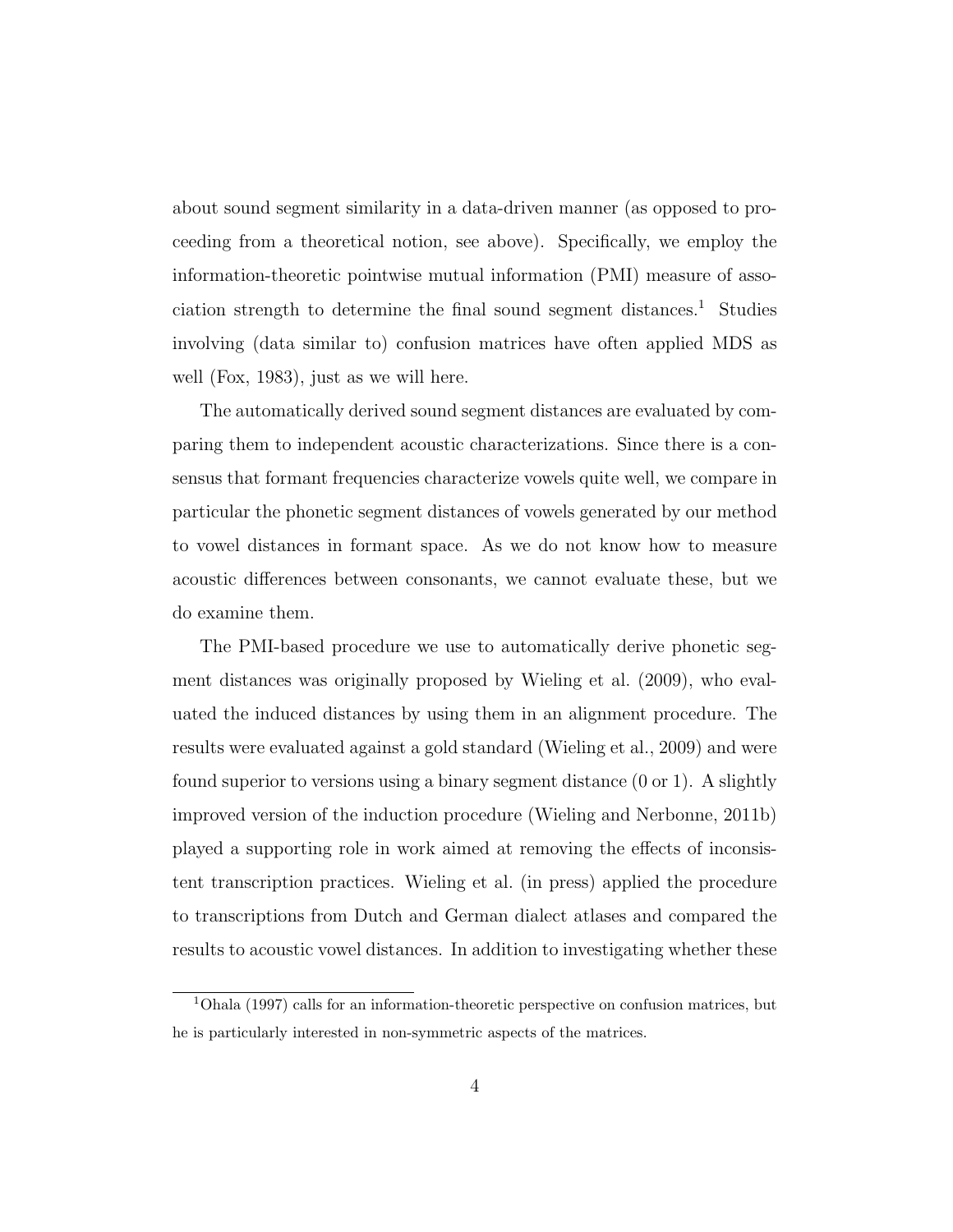about sound segment similarity in a data-driven manner (as opposed to proceeding from a theoretical notion, see above). Specifically, we employ the information-theoretic pointwise mutual information (PMI) measure of association strength to determine the final sound segment distances.[1] Studies involving (data similar to) confusion matrices have often applied MDS as well (Fox, 1983), just as we will here.

The automatically derived sound segment distances are evaluated by comparing them to independent acoustic characterizations. Since there is a consensus that formant frequencies characterize vowels quite well, we compare in particular the phonetic segment distances of vowels generated by our method to vowel distances in formant space. As we do not know how to measure acoustic differences between consonants, we cannot evaluate these, but we do examine them.

The PMI-based procedure we use to automatically derive phonetic segment distances was originally proposed by Wieling et al. (2009), who evaluated the induced distances by using them in an alignment procedure. The results were evaluated against a gold standard (Wieling et al., 2009) and were found superior to versions using a binary segment distance (0 or 1). A slightly improved version of the induction procedure (Wieling and Nerbonne, 2011b) played a supporting role in work aimed at removing the effects of inconsistent transcription practices. Wieling et al. (in press) applied the procedure to transcriptions from Dutch and German dialect atlases and compared the results to acoustic vowel distances. In addition to investigating whether these

[1] Ohala (1997) calls for an information-theoretic perspective on confusion matrices, but he is particularly interested in non-symmetric aspects of the matrices.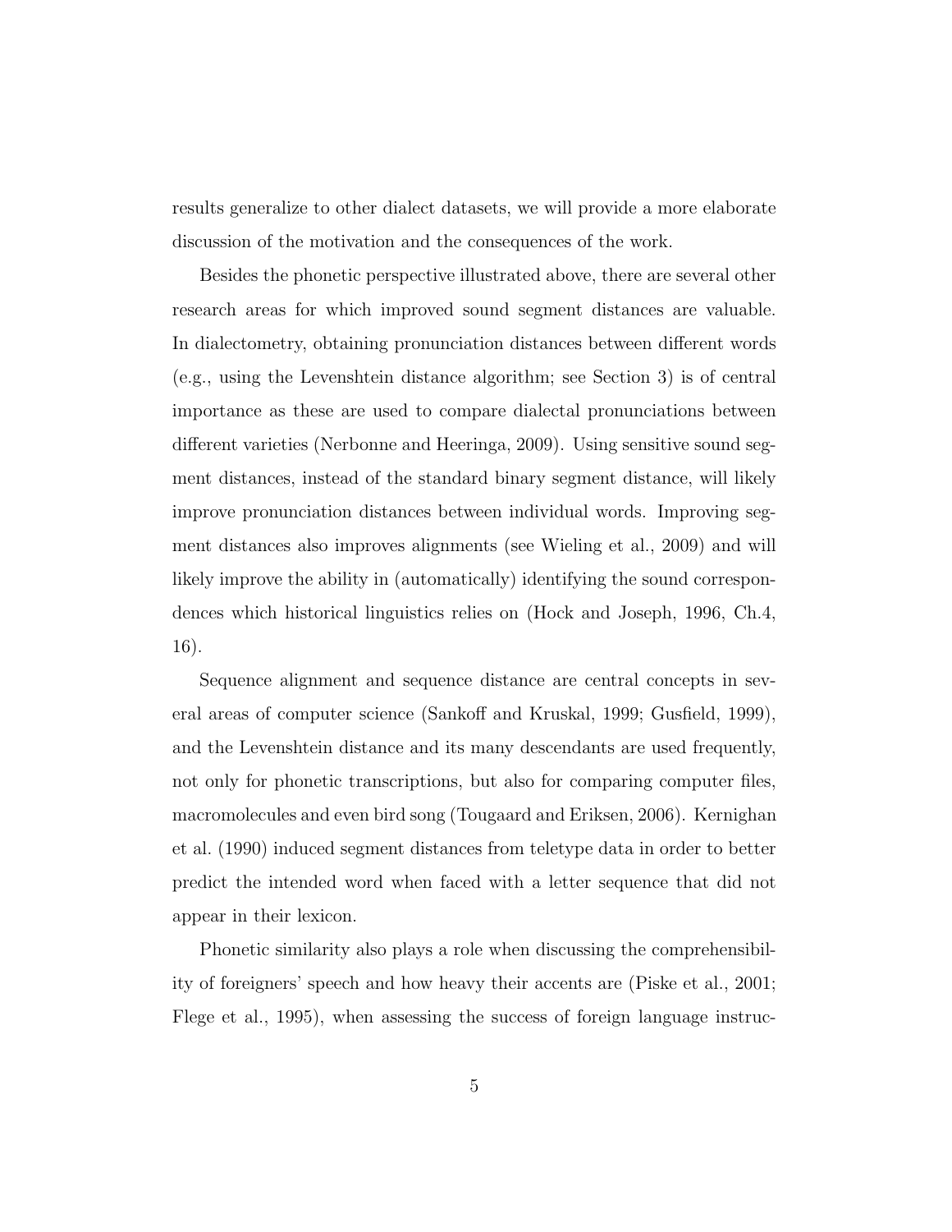results generalize to other dialect datasets, we will provide a more elaborate discussion of the motivation and the consequences of the work.

Besides the phonetic perspective illustrated above, there are several other research areas for which improved sound segment distances are valuable. In dialectometry, obtaining pronunciation distances between different words (e.g., using the Levenshtein distance algorithm; see Section 3) is of central importance as these are used to compare dialectal pronunciations between different varieties (Nerbonne and Heeringa, 2009). Using sensitive sound segment distances, instead of the standard binary segment distance, will likely improve pronunciation distances between individual words. Improving segment distances also improves alignments (see Wieling et al., 2009) and will likely improve the ability in (automatically) identifying the sound correspondences which historical linguistics relies on (Hock and Joseph, 1996, Ch.4, 16).

Sequence alignment and sequence distance are central concepts in several areas of computer science (Sankoff and Kruskal, 1999; Gusfield, 1999), and the Levenshtein distance and its many descendants are used frequently, not only for phonetic transcriptions, but also for comparing computer files, macromolecules and even bird song (Tougaard and Eriksen, 2006). Kernighan et al. (1990) induced segment distances from teletype data in order to better predict the intended word when faced with a letter sequence that did not appear in their lexicon.

Phonetic similarity also plays a role when discussing the comprehensibility of foreigners' speech and how heavy their accents are (Piske et al., 2001; Flege et al., 1995), when assessing the success of foreign language instruc-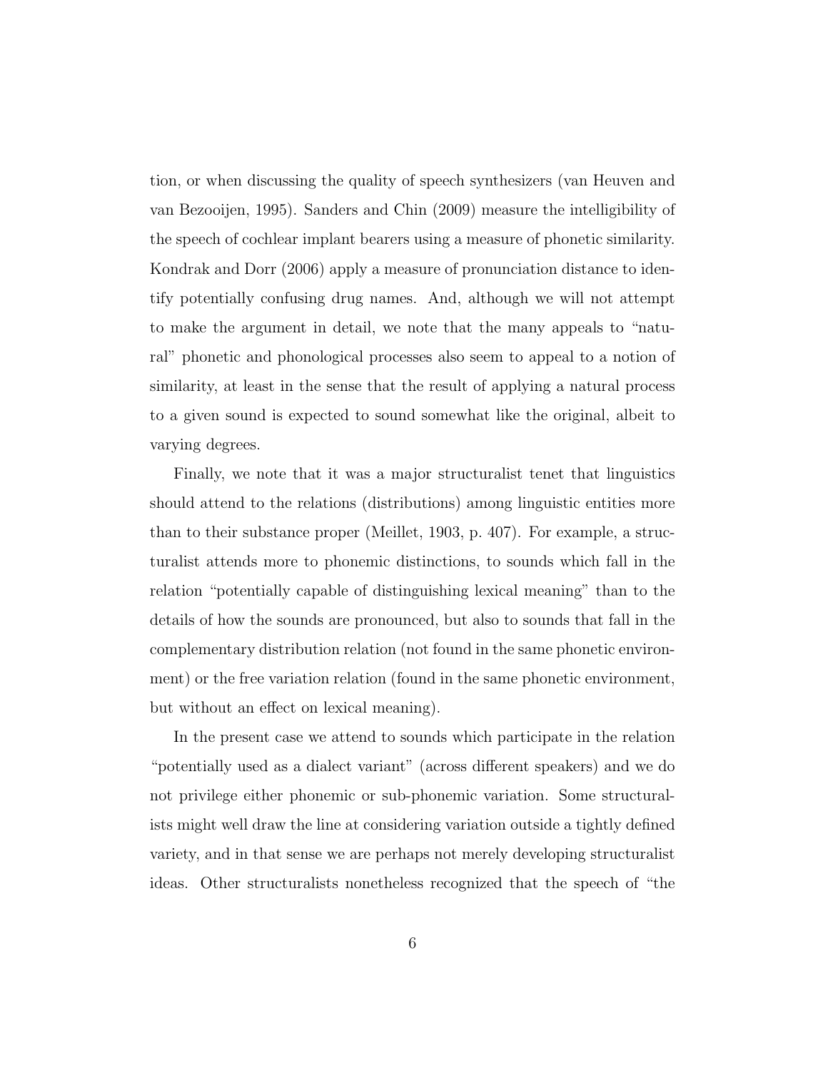tion, or when discussing the quality of speech synthesizers (van Heuven and van Bezooijen, 1995). Sanders and Chin (2009) measure the intelligibility of the speech of cochlear implant bearers using a measure of phonetic similarity. Kondrak and Dorr (2006) apply a measure of pronunciation distance to identify potentially confusing drug names. And, although we will not attempt to make the argument in detail, we note that the many appeals to "natural" phonetic and phonological processes also seem to appeal to a notion of similarity, at least in the sense that the result of applying a natural process to a given sound is expected to sound somewhat like the original, albeit to varying degrees.

Finally, we note that it was a major structuralist tenet that linguistics should attend to the relations (distributions) among linguistic entities more than to their substance proper (Meillet, 1903, p. 407). For example, a structuralist attends more to phonemic distinctions, to sounds which fall in the relation "potentially capable of distinguishing lexical meaning" than to the details of how the sounds are pronounced, but also to sounds that fall in the complementary distribution relation (not found in the same phonetic environment) or the free variation relation (found in the same phonetic environment, but without an effect on lexical meaning).

In the present case we attend to sounds which participate in the relation "potentially used as a dialect variant" (across different speakers) and we do not privilege either phonemic or sub-phonemic variation. Some structuralists might well draw the line at considering variation outside a tightly defined variety, and in that sense we are perhaps not merely developing structuralist ideas. Other structuralists nonetheless recognized that the speech of "the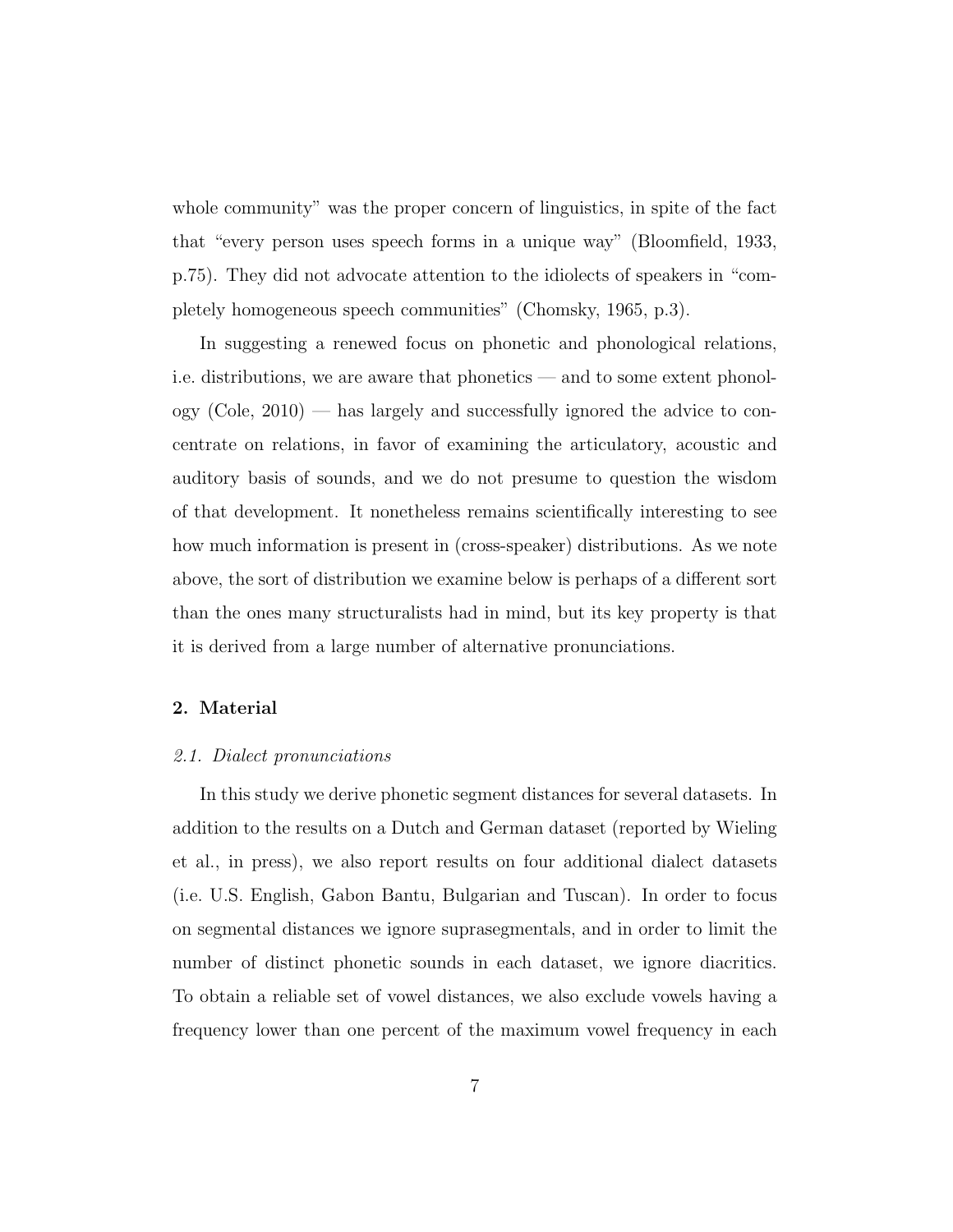whole community" was the proper concern of linguistics, in spite of the fact that "every person uses speech forms in a unique way" (Bloomfield, 1933, p.75). They did not advocate attention to the idiolects of speakers in "completely homogeneous speech communities" (Chomsky, 1965, p.3).

In suggesting a renewed focus on phonetic and phonological relations, i.e. distributions, we are aware that phonetics — and to some extent phonology (Cole, 2010) — has largely and successfully ignored the advice to concentrate on relations, in favor of examining the articulatory, acoustic and auditory basis of sounds, and we do not presume to question the wisdom of that development. It nonetheless remains scientifically interesting to see how much information is present in (cross-speaker) distributions. As we note above, the sort of distribution we examine below is perhaps of a different sort than the ones many structuralists had in mind, but its key property is that it is derived from a large number of alternative pronunciations.

## 2. Material

### *2.1. Dialect pronunciations*

In this study we derive phonetic segment distances for several datasets. In addition to the results on a Dutch and German dataset (reported by Wieling et al., in press), we also report results on four additional dialect datasets (i.e. U.S. English, Gabon Bantu, Bulgarian and Tuscan). In order to focus on segmental distances we ignore suprasegmentals, and in order to limit the number of distinct phonetic sounds in each dataset, we ignore diacritics. To obtain a reliable set of vowel distances, we also exclude vowels having a frequency lower than one percent of the maximum vowel frequency in each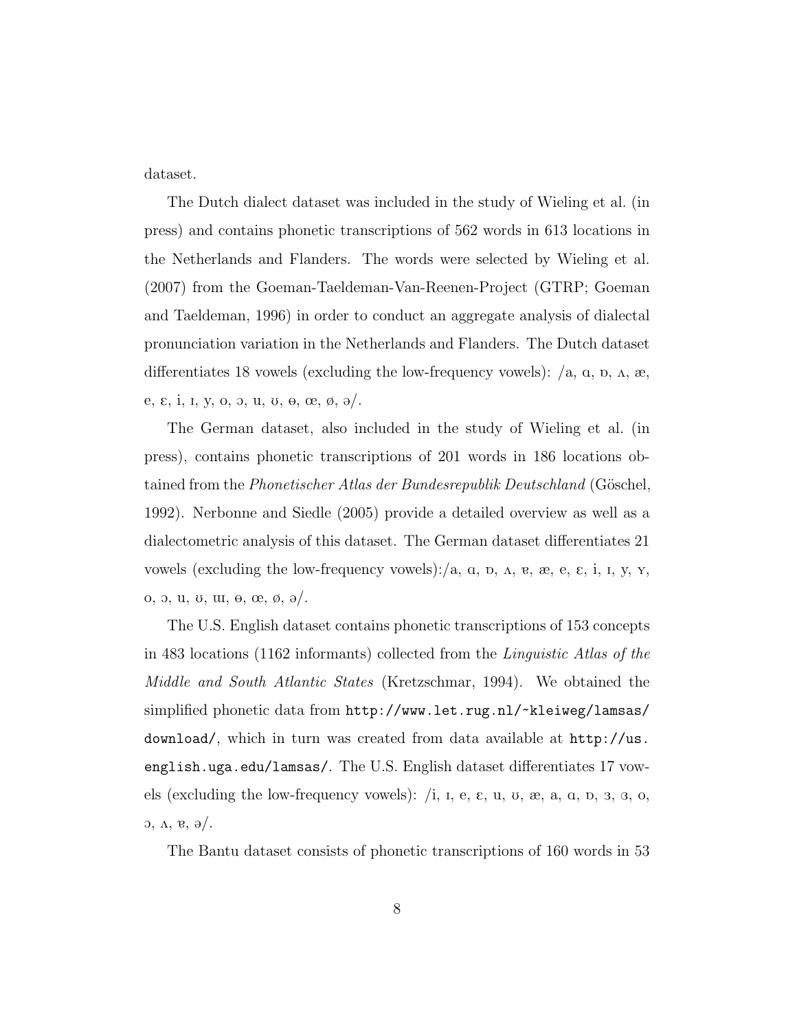dataset.

The Dutch dialect dataset was included in the study of Wieling et al. (in press) and contains phonetic transcriptions of 562 words in 613 locations in the Netherlands and Flanders. The words were selected by Wieling et al. (2007) from the Goeman-Taeldeman-Van-Reenen-Project (GTRP; Goeman and Taeldeman, 1996) in order to conduct an aggregate analysis of dialectal pronunciation variation in the Netherlands and Flanders. The Dutch dataset differentiates 18 vowels (excluding the low-frequency vowels): /a, ɑ, ɒ, ʌ, æ, e, ɛ, i, ɪ, y, o, ɔ, u, ʊ, ɵ, œ, ø, ə/.

The German dataset, also included in the study of Wieling et al. (in press), contains phonetic transcriptions of 201 words in 186 locations obtained from the *Phonetischer Atlas der Bundesrepublik Deutschland* (Göschel, 1992). Nerbonne and Siedle (2005) provide a detailed overview as well as a dialectometric analysis of this dataset. The German dataset differentiates 21 vowels (excluding the low-frequency vowels):/a, ɑ, ɒ, ʌ, ɐ, æ, e, ɛ, i, ɪ, y, ʏ, o, ɔ, u, ʊ, ɯ, ɵ, œ, ø, ə/.

The U.S. English dataset contains phonetic transcriptions of 153 concepts in 483 locations (1162 informants) collected from the *Linguistic Atlas of the Middle and South Atlantic States* (Kretzschmar, 1994). We obtained the simplified phonetic data from `http://www.let.rug.nl/~kleiweg/lamsas/download/`, which in turn was created from data available at `http://us.english.uga.edu/lamsas/`. The U.S. English dataset differentiates 17 vowels (excluding the low-frequency vowels): /i, ɪ, e, ɛ, u, ʊ, æ, a, ɑ, ɒ, ɜ, ɞ, o, ɔ, ʌ, ɐ, ə/.

The Bantu dataset consists of phonetic transcriptions of 160 words in 53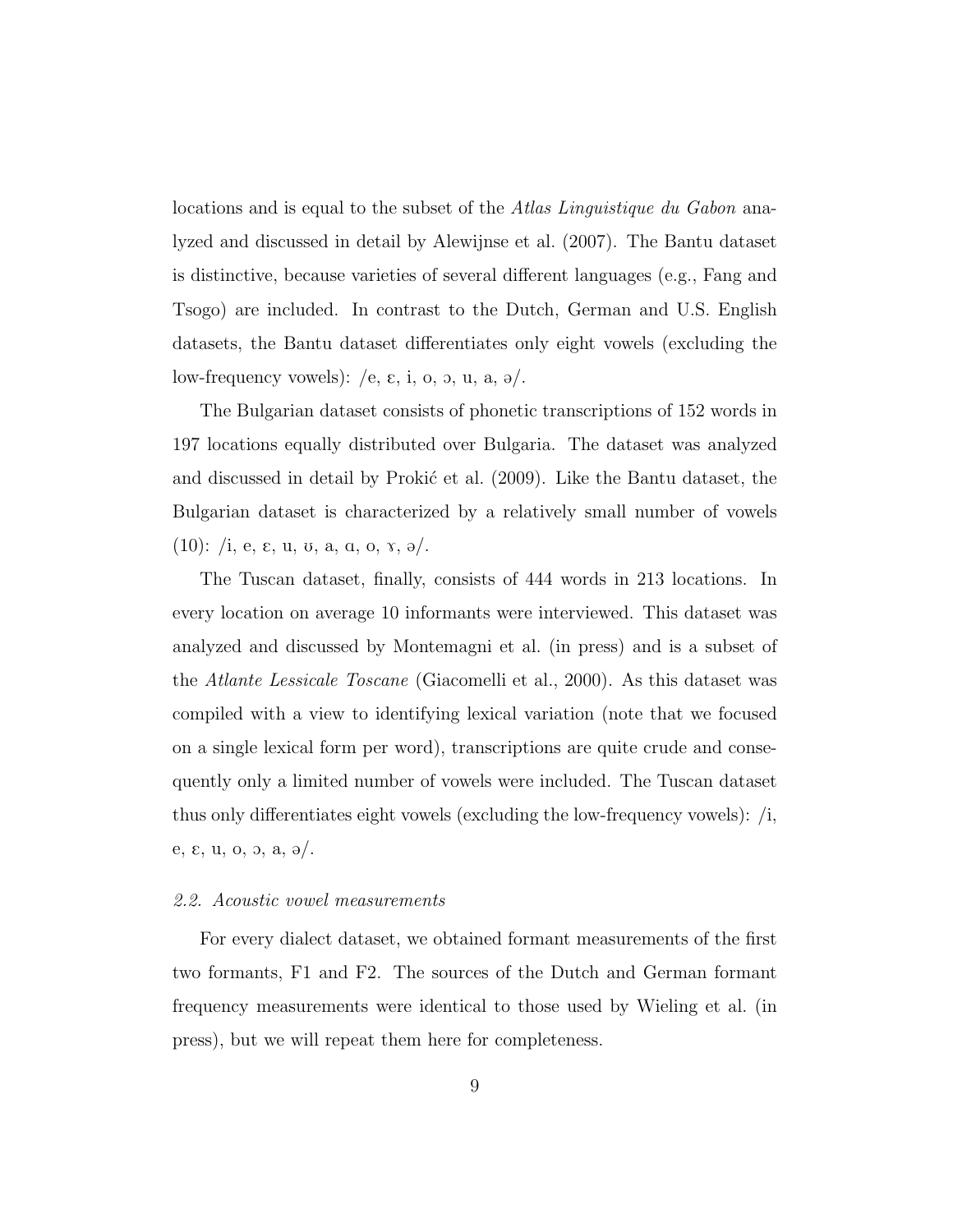locations and is equal to the subset of the *Atlas Linguistique du Gabon* analyzed and discussed in detail by Alewijnse et al. (2007). The Bantu dataset is distinctive, because varieties of several different languages (e.g., Fang and Tsogo) are included. In contrast to the Dutch, German and U.S. English datasets, the Bantu dataset differentiates only eight vowels (excluding the low-frequency vowels): /e, ɛ, i, o, ɔ, u, a, ə/.

The Bulgarian dataset consists of phonetic transcriptions of 152 words in 197 locations equally distributed over Bulgaria. The dataset was analyzed and discussed in detail by Prokić et al. (2009). Like the Bantu dataset, the Bulgarian dataset is characterized by a relatively small number of vowels (10): /i, e, ɛ, u, ʊ, a, ɑ, o, ɤ, ə/.

The Tuscan dataset, finally, consists of 444 words in 213 locations. In every location on average 10 informants were interviewed. This dataset was analyzed and discussed by Montemagni et al. (in press) and is a subset of the *Atlante Lessicale Toscane* (Giacomelli et al., 2000). As this dataset was compiled with a view to identifying lexical variation (note that we focused on a single lexical form per word), transcriptions are quite crude and consequently only a limited number of vowels were included. The Tuscan dataset thus only differentiates eight vowels (excluding the low-frequency vowels): /i, e, ɛ, u, o, ɔ, a, ə/.

### *2.2. Acoustic vowel measurements*

For every dialect dataset, we obtained formant measurements of the first two formants, F1 and F2. The sources of the Dutch and German formant frequency measurements were identical to those used by Wieling et al. (in press), but we will repeat them here for completeness.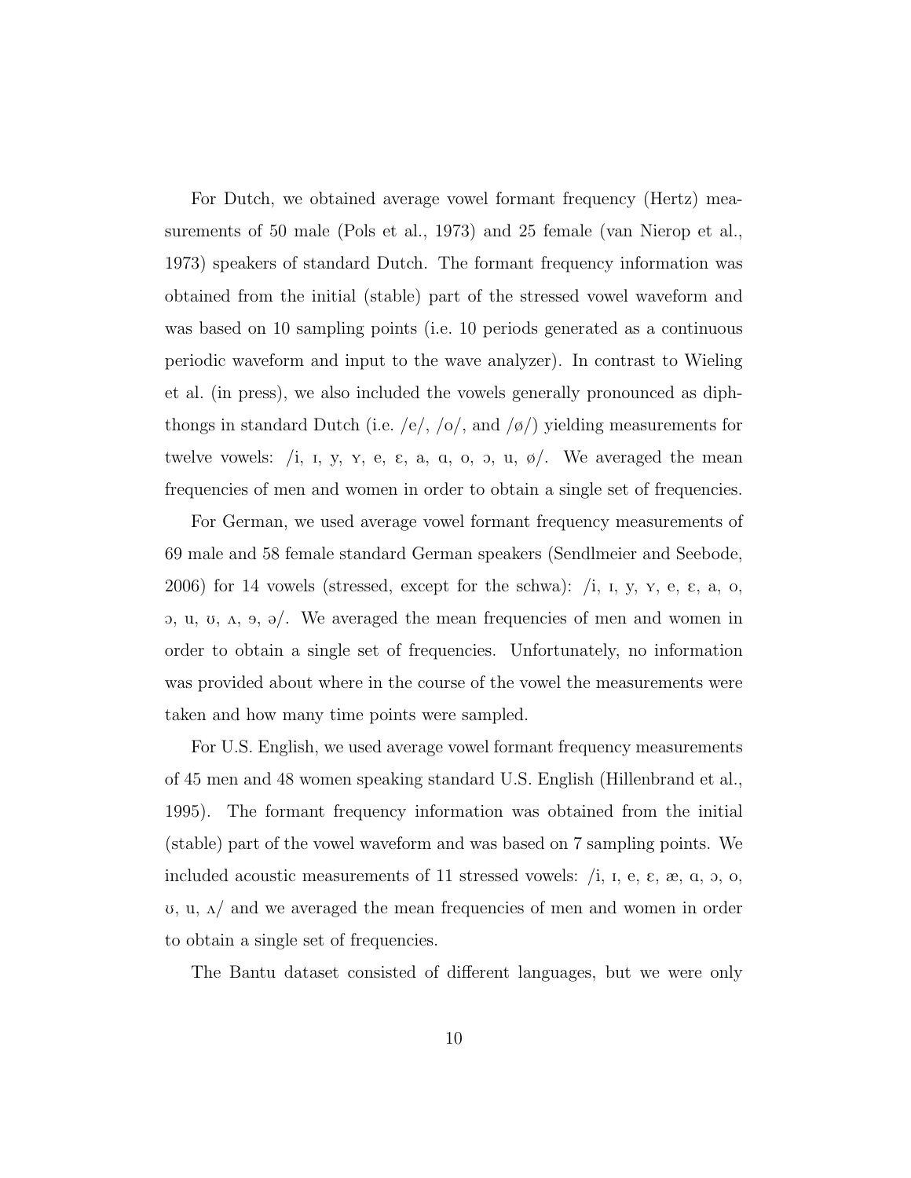For Dutch, we obtained average vowel formant frequency (Hertz) measurements of 50 male (Pols et al., 1973) and 25 female (van Nierop et al., 1973) speakers of standard Dutch. The formant frequency information was obtained from the initial (stable) part of the stressed vowel waveform and was based on 10 sampling points (i.e. 10 periods generated as a continuous periodic waveform and input to the wave analyzer). In contrast to Wieling et al. (in press), we also included the vowels generally pronounced as diphthongs in standard Dutch (i.e. /e/, /o/, and /ø/) yielding measurements for twelve vowels: /i, ɪ, y, ʏ, e, ɛ, a, ɑ, o, ɔ, u, ø/. We averaged the mean frequencies of men and women in order to obtain a single set of frequencies.

For German, we used average vowel formant frequency measurements of 69 male and 58 female standard German speakers (Sendlmeier and Seebode, 2006) for 14 vowels (stressed, except for the schwa): /i, ɪ, y, ʏ, e, ɛ, a, o, ɔ, u, ʊ, ʌ, ɘ, ə/. We averaged the mean frequencies of men and women in order to obtain a single set of frequencies. Unfortunately, no information was provided about where in the course of the vowel the measurements were taken and how many time points were sampled.

For U.S. English, we used average vowel formant frequency measurements of 45 men and 48 women speaking standard U.S. English (Hillenbrand et al., 1995). The formant frequency information was obtained from the initial (stable) part of the vowel waveform and was based on 7 sampling points. We included acoustic measurements of 11 stressed vowels: /i, ɪ, e, ɛ, æ, ɑ, ɔ, o, ʊ, u, ʌ/ and we averaged the mean frequencies of men and women in order to obtain a single set of frequencies.

The Bantu dataset consisted of different languages, but we were only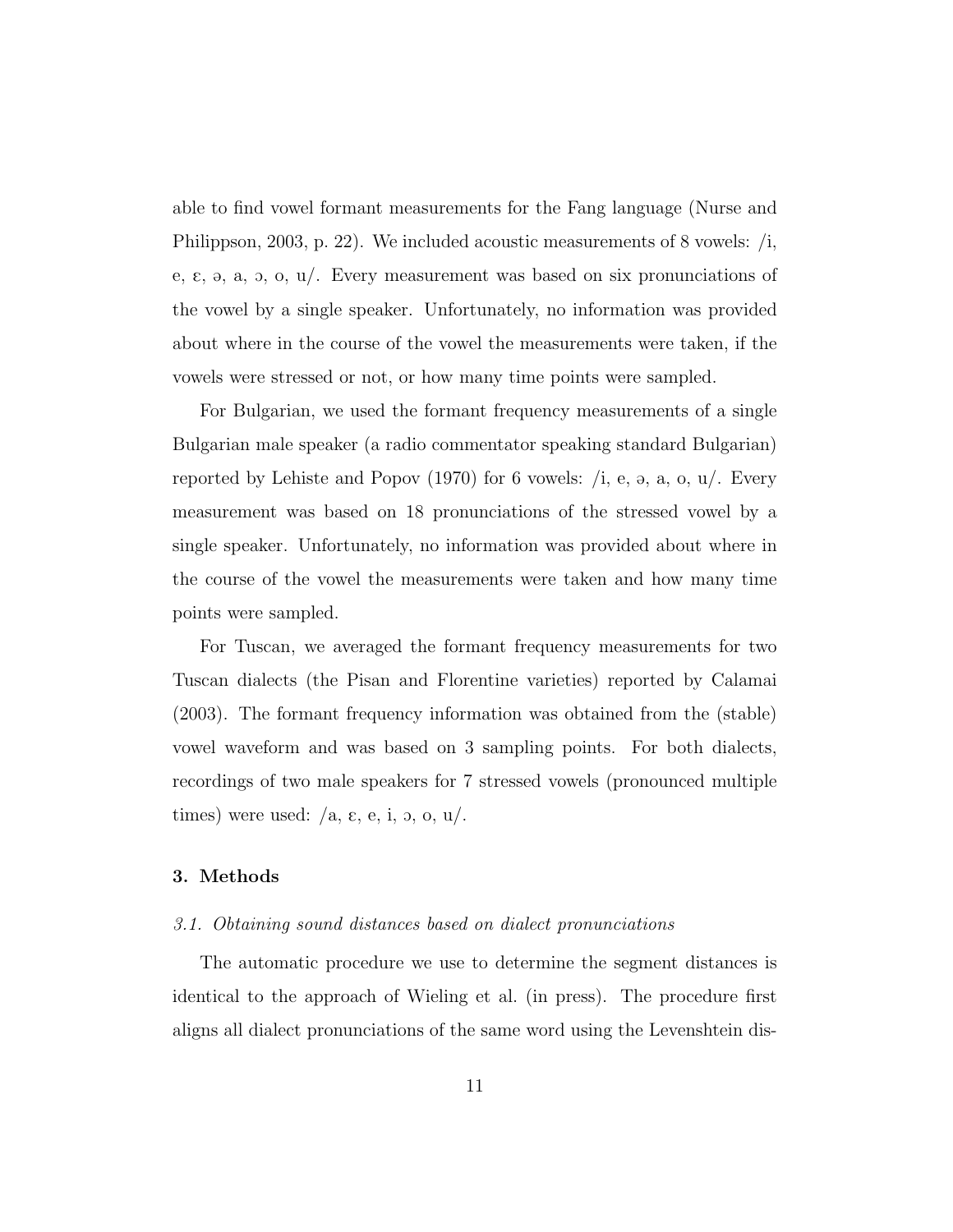able to find vowel formant measurements for the Fang language (Nurse and Philippson, 2003, p. 22). We included acoustic measurements of 8 vowels: /i, e, ɛ, ə, a, ɔ, o, u/. Every measurement was based on six pronunciations of the vowel by a single speaker. Unfortunately, no information was provided about where in the course of the vowel the measurements were taken, if the vowels were stressed or not, or how many time points were sampled.

For Bulgarian, we used the formant frequency measurements of a single Bulgarian male speaker (a radio commentator speaking standard Bulgarian) reported by Lehiste and Popov (1970) for 6 vowels: /i, e, ə, a, o, u/. Every measurement was based on 18 pronunciations of the stressed vowel by a single speaker. Unfortunately, no information was provided about where in the course of the vowel the measurements were taken and how many time points were sampled.

For Tuscan, we averaged the formant frequency measurements for two Tuscan dialects (the Pisan and Florentine varieties) reported by Calamai (2003). The formant frequency information was obtained from the (stable) vowel waveform and was based on 3 sampling points. For both dialects, recordings of two male speakers for 7 stressed vowels (pronounced multiple times) were used: /a, ɛ, e, i, ɔ, o, u/.

## 3. Methods

### *3.1. Obtaining sound distances based on dialect pronunciations*

The automatic procedure we use to determine the segment distances is identical to the approach of Wieling et al. (in press). The procedure first aligns all dialect pronunciations of the same word using the Levenshtein dis-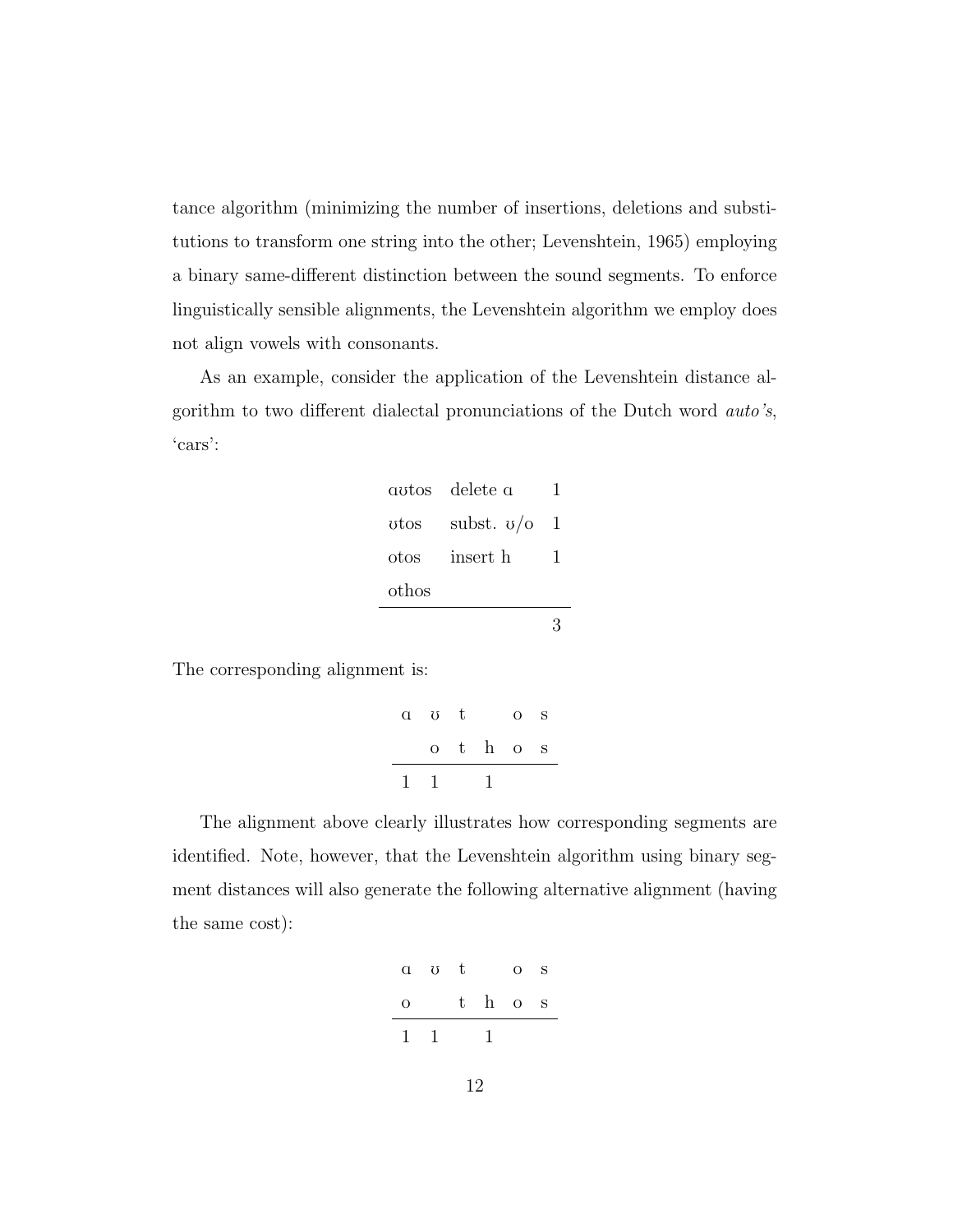tance algorithm (minimizing the number of insertions, deletions and substitutions to transform one string into the other; Levenshtein, 1965) employing a binary same-different distinction between the sound segments. To enforce linguistically sensible alignments, the Levenshtein algorithm we employ does not align vowels with consonants.

As an example, consider the application of the Levenshtein distance algorithm to two different dialectal pronunciations of the Dutch word *auto's*, 'cars':

| | | |
|---|---|---|
| ɑʊtos | delete ɑ | 1 |
| ʊtos | subst. ʊ/o | 1 |
| otos | insert h | 1 |
| othos | | |
| | | 3 |

The corresponding alignment is:

| | | | | | |
|---|---|---|---|---|---|
| ɑ | ʊ | t | | o | s |
| | o | t | h | o | s |
| 1 | 1 | | 1 | | |

The alignment above clearly illustrates how corresponding segments are identified. Note, however, that the Levenshtein algorithm using binary segment distances will also generate the following alternative alignment (having the same cost):

| | | | | | |
|---|---|---|---|---|---|
| ɑ | ʊ | t | | o | s |
| o | | t | h | o | s |
| 1 | 1 | | 1 | | |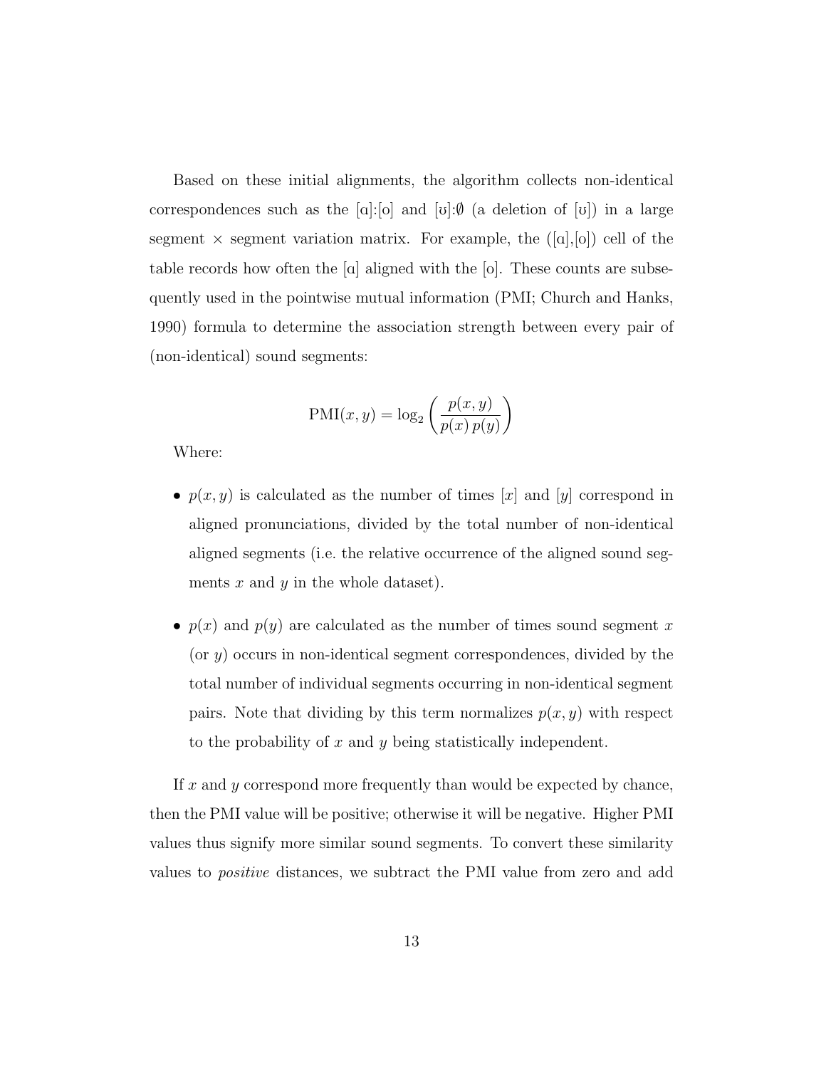Based on these initial alignments, the algorithm collects non-identical correspondences such as the [ɑ]:[o] and [ʊ]:∅ (a deletion of [ʊ]) in a large segment × segment variation matrix. For example, the ([ɑ],[o]) cell of the table records how often the [ɑ] aligned with the [o]. These counts are subsequently used in the pointwise mutual information (PMI; Church and Hanks, 1990) formula to determine the association strength between every pair of (non-identical) sound segments:

$$\mathrm{PMI}(x, y) = \log_2 \left( \frac{p(x, y)}{p(x)\, p(y)} \right)$$

Where:

- $p(x, y)$ is calculated as the number of times $[x]$ and $[y]$ correspond in aligned pronunciations, divided by the total number of non-identical aligned segments (i.e. the relative occurrence of the aligned sound segments $x$ and $y$ in the whole dataset).

- $p(x)$ and $p(y)$ are calculated as the number of times sound segment $x$ (or $y$) occurs in non-identical segment correspondences, divided by the total number of individual segments occurring in non-identical segment pairs. Note that dividing by this term normalizes $p(x, y)$ with respect to the probability of $x$ and $y$ being statistically independent.

If $x$ and $y$ correspond more frequently than would be expected by chance, then the PMI value will be positive; otherwise it will be negative. Higher PMI values thus signify more similar sound segments. To convert these similarity values to *positive* distances, we subtract the PMI value from zero and add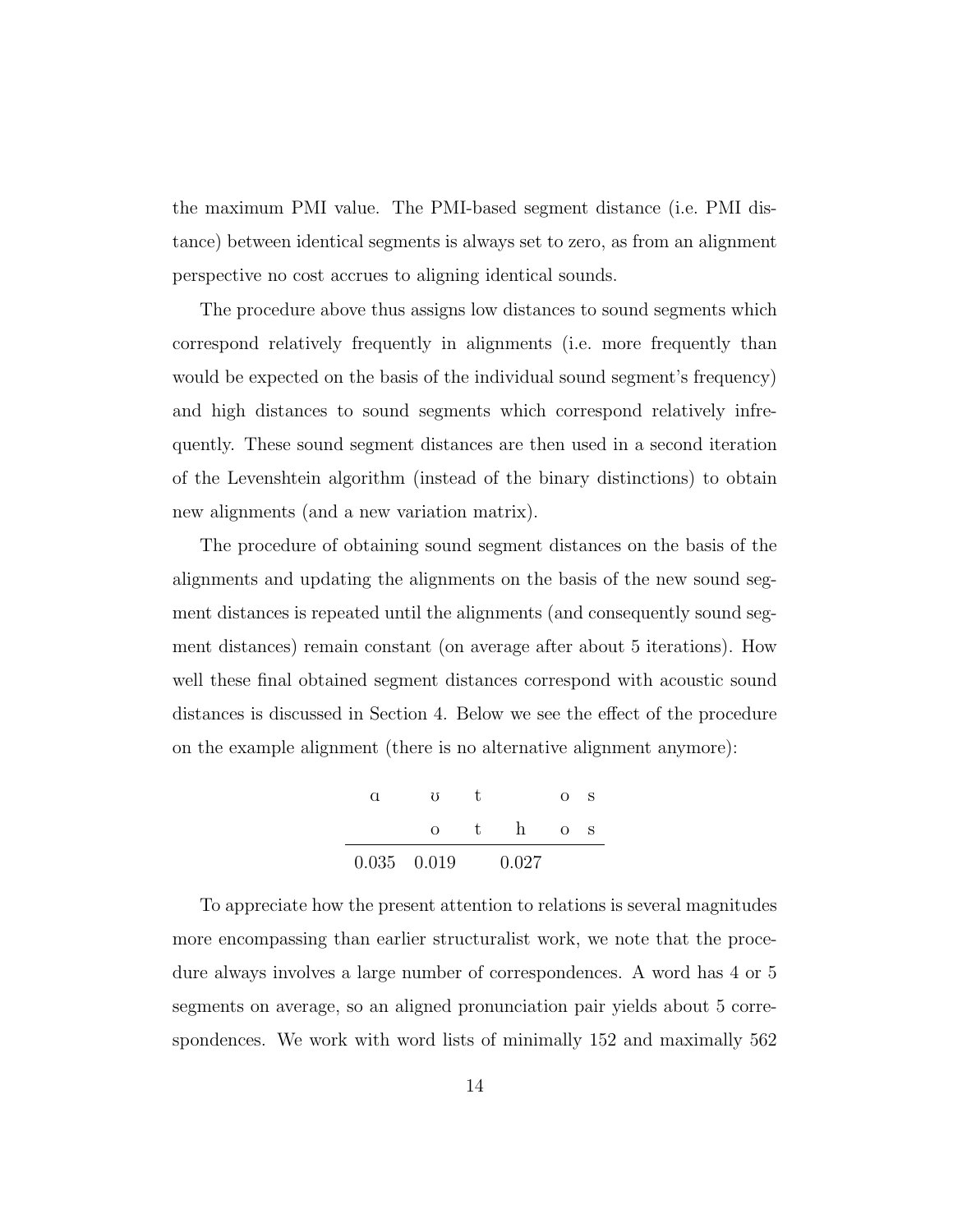the maximum PMI value. The PMI-based segment distance (i.e. PMI distance) between identical segments is always set to zero, as from an alignment perspective no cost accrues to aligning identical sounds.

The procedure above thus assigns low distances to sound segments which correspond relatively frequently in alignments (i.e. more frequently than would be expected on the basis of the individual sound segment's frequency) and high distances to sound segments which correspond relatively infrequently. These sound segment distances are then used in a second iteration of the Levenshtein algorithm (instead of the binary distinctions) to obtain new alignments (and a new variation matrix).

The procedure of obtaining sound segment distances on the basis of the alignments and updating the alignments on the basis of the new sound segment distances is repeated until the alignments (and consequently sound segment distances) remain constant (on average after about 5 iterations). How well these final obtained segment distances correspond with acoustic sound distances is discussed in Section 4. Below we see the effect of the procedure on the example alignment (there is no alternative alignment anymore):

| ɑ | ʊ | t | | o | s |
|---|---|---|---|---|---|
| | o | t | h | o | s |
| 0.035 | 0.019 | | 0.027 | | |

To appreciate how the present attention to relations is several magnitudes more encompassing than earlier structuralist work, we note that the procedure always involves a large number of correspondences. A word has 4 or 5 segments on average, so an aligned pronunciation pair yields about 5 correspondences. We work with word lists of minimally 152 and maximally 562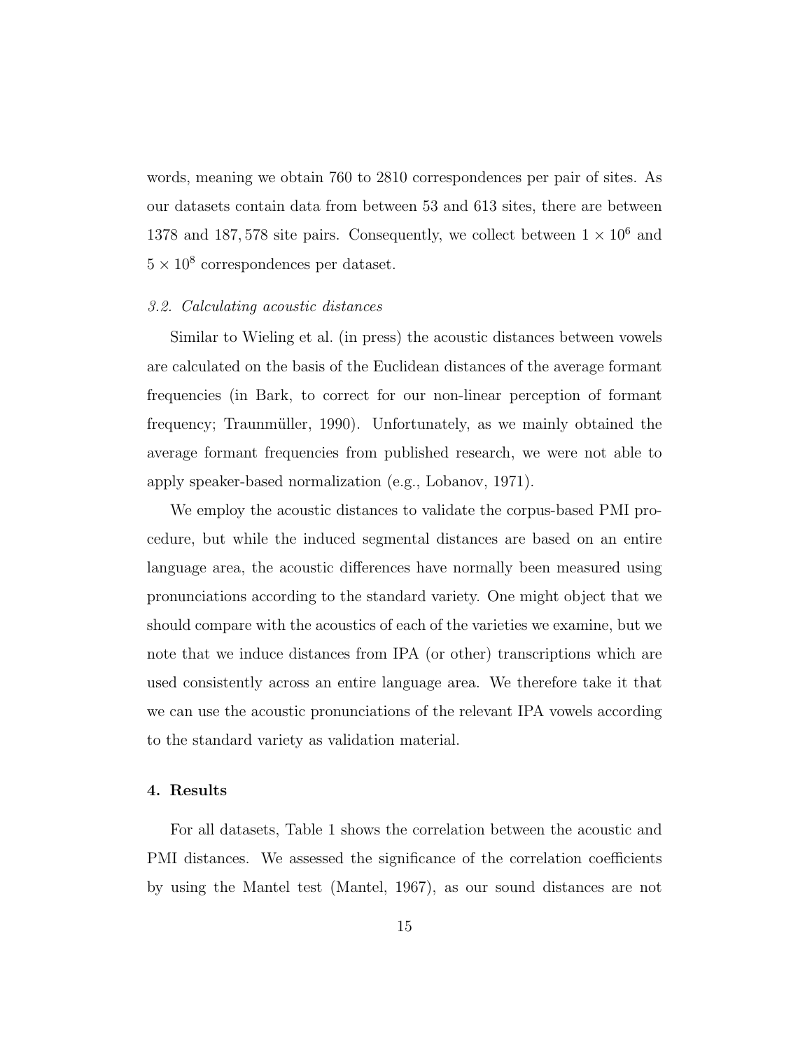words, meaning we obtain 760 to 2810 correspondences per pair of sites. As our datasets contain data from between 53 and 613 sites, there are between 1378 and 187,578 site pairs. Consequently, we collect between $1 \times 10^6$ and $5 \times 10^8$ correspondences per dataset.

### *3.2. Calculating acoustic distances*

Similar to Wieling et al. (in press) the acoustic distances between vowels are calculated on the basis of the Euclidean distances of the average formant frequencies (in Bark, to correct for our non-linear perception of formant frequency; Traunmüller, 1990). Unfortunately, as we mainly obtained the average formant frequencies from published research, we were not able to apply speaker-based normalization (e.g., Lobanov, 1971).

We employ the acoustic distances to validate the corpus-based PMI procedure, but while the induced segmental distances are based on an entire language area, the acoustic differences have normally been measured using pronunciations according to the standard variety. One might object that we should compare with the acoustics of each of the varieties we examine, but we note that we induce distances from IPA (or other) transcriptions which are used consistently across an entire language area. We therefore take it that we can use the acoustic pronunciations of the relevant IPA vowels according to the standard variety as validation material.

## 4. Results

For all datasets, Table 1 shows the correlation between the acoustic and PMI distances. We assessed the significance of the correlation coefficients by using the Mantel test (Mantel, 1967), as our sound distances are not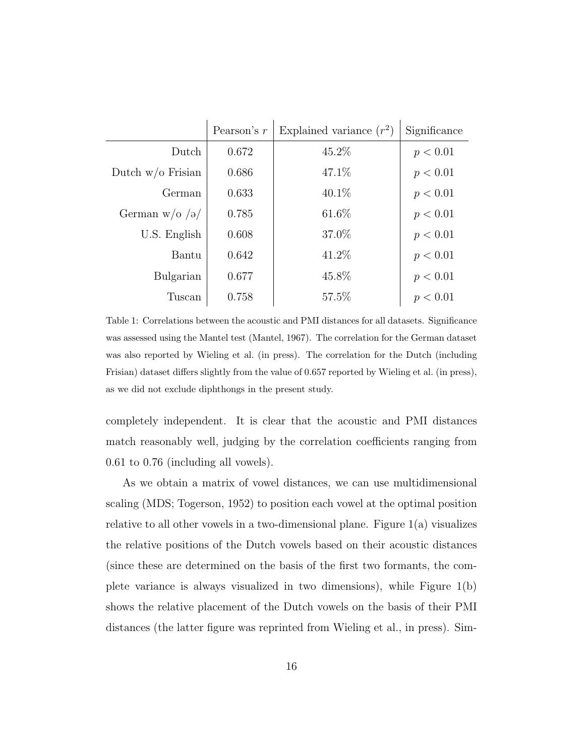| | Pearson's $r$ | Explained variance ($r^2$) | Significance |
|---|---|---|---|
| Dutch | 0.672 | 45.2% | $p < 0.01$ |
| Dutch w/o Frisian | 0.686 | 47.1% | $p < 0.01$ |
| German | 0.633 | 40.1% | $p < 0.01$ |
| German w/o /ə/ | 0.785 | 61.6% | $p < 0.01$ |
| U.S. English | 0.608 | 37.0% | $p < 0.01$ |
| Bantu | 0.642 | 41.2% | $p < 0.01$ |
| Bulgarian | 0.677 | 45.8% | $p < 0.01$ |
| Tuscan | 0.758 | 57.5% | $p < 0.01$ |

Table 1: Correlations between the acoustic and PMI distances for all datasets. Significance was assessed using the Mantel test (Mantel, 1967). The correlation for the German dataset was also reported by Wieling et al. (in press). The correlation for the Dutch (including Frisian) dataset differs slightly from the value of 0.657 reported by Wieling et al. (in press), as we did not exclude diphthongs in the present study.

completely independent. It is clear that the acoustic and PMI distances match reasonably well, judging by the correlation coefficients ranging from 0.61 to 0.76 (including all vowels).

As we obtain a matrix of vowel distances, we can use multidimensional scaling (MDS; Togerson, 1952) to position each vowel at the optimal position relative to all other vowels in a two-dimensional plane. Figure 1(a) visualizes the relative positions of the Dutch vowels based on their acoustic distances (since these are determined on the basis of the first two formants, the complete variance is always visualized in two dimensions), while Figure 1(b) shows the relative placement of the Dutch vowels on the basis of their PMI distances (the latter figure was reprinted from Wieling et al., in press). Sim-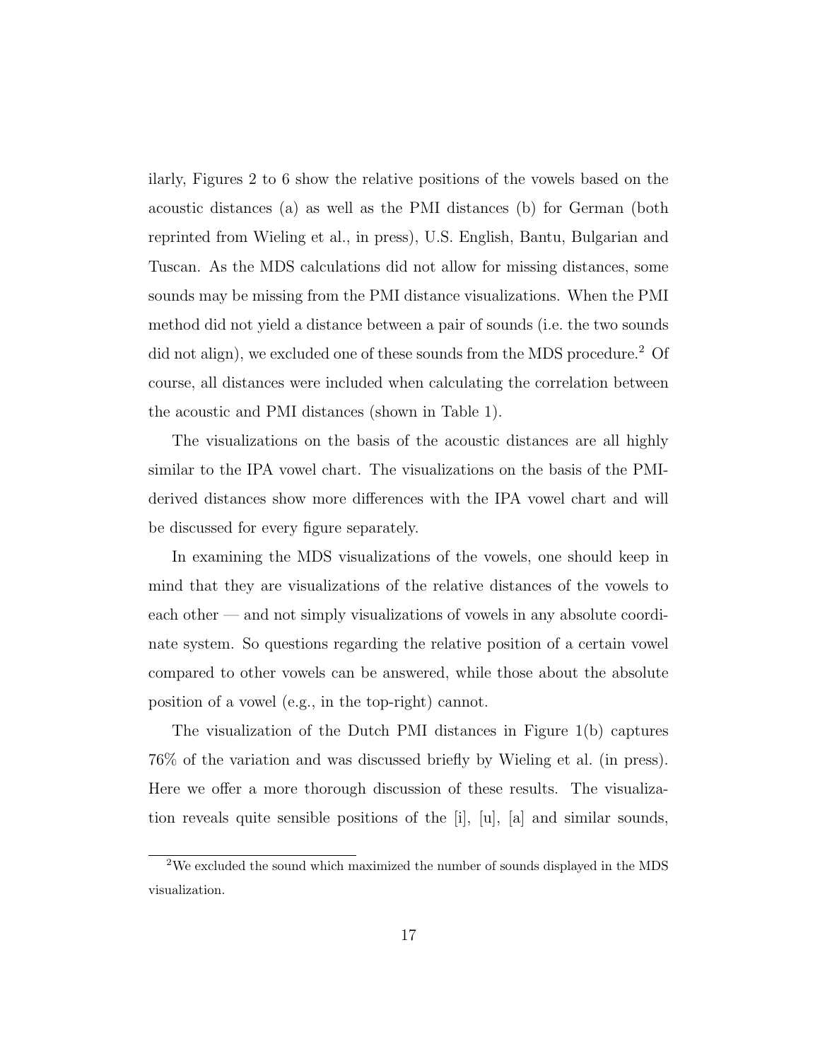ilarly, Figures 2 to 6 show the relative positions of the vowels based on the acoustic distances (a) as well as the PMI distances (b) for German (both reprinted from Wieling et al., in press), U.S. English, Bantu, Bulgarian and Tuscan. As the MDS calculations did not allow for missing distances, some sounds may be missing from the PMI distance visualizations. When the PMI method did not yield a distance between a pair of sounds (i.e. the two sounds did not align), we excluded one of these sounds from the MDS procedure.[2] Of course, all distances were included when calculating the correlation between the acoustic and PMI distances (shown in Table 1).

The visualizations on the basis of the acoustic distances are all highly similar to the IPA vowel chart. The visualizations on the basis of the PMI-derived distances show more differences with the IPA vowel chart and will be discussed for every figure separately.

In examining the MDS visualizations of the vowels, one should keep in mind that they are visualizations of the relative distances of the vowels to each other — and not simply visualizations of vowels in any absolute coordinate system. So questions regarding the relative position of a certain vowel compared to other vowels can be answered, while those about the absolute position of a vowel (e.g., in the top-right) cannot.

The visualization of the Dutch PMI distances in Figure 1(b) captures 76% of the variation and was discussed briefly by Wieling et al. (in press). Here we offer a more thorough discussion of these results. The visualization reveals quite sensible positions of the [i], [u], [a] and similar sounds,

[2] We excluded the sound which maximized the number of sounds displayed in the MDS visualization.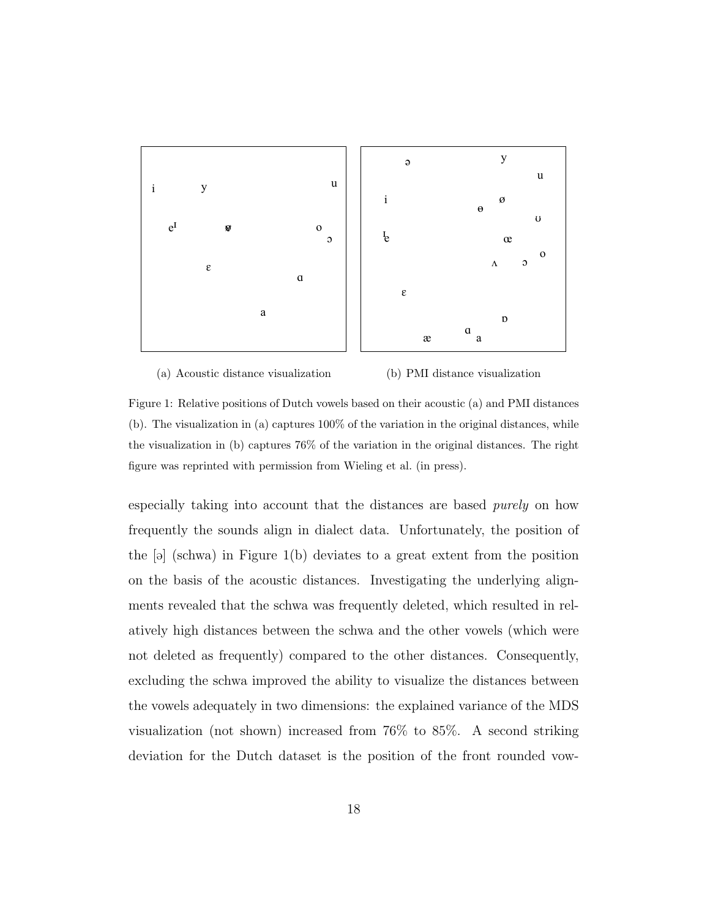(a) Acoustic distance visualization

(b) PMI distance visualization

Figure 1: Relative positions of Dutch vowels based on their acoustic (a) and PMI distances (b). The visualization in (a) captures 100% of the variation in the original distances, while the visualization in (b) captures 76% of the variation in the original distances. The right figure was reprinted with permission from Wieling et al. (in press).

especially taking into account that the distances are based *purely* on how frequently the sounds align in dialect data. Unfortunately, the position of the [ə] (schwa) in Figure 1(b) deviates to a great extent from the position on the basis of the acoustic distances. Investigating the underlying alignments revealed that the schwa was frequently deleted, which resulted in relatively high distances between the schwa and the other vowels (which were not deleted as frequently) compared to the other distances. Consequently, excluding the schwa improved the ability to visualize the distances between the vowels adequately in two dimensions: the explained variance of the MDS visualization (not shown) increased from 76% to 85%. A second striking deviation for the Dutch dataset is the position of the front rounded vow-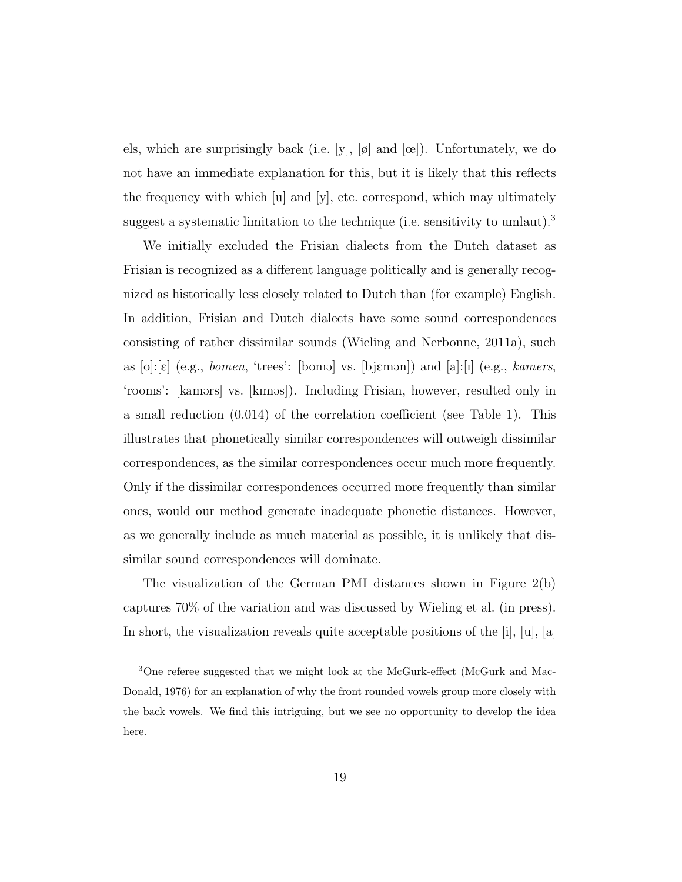els, which are surprisingly back (i.e. [y], [ø] and [œ]). Unfortunately, we do not have an immediate explanation for this, but it is likely that this reflects the frequency with which [u] and [y], etc. correspond, which may ultimately suggest a systematic limitation to the technique (i.e. sensitivity to umlaut).[3]

We initially excluded the Frisian dialects from the Dutch dataset as Frisian is recognized as a different language politically and is generally recognized as historically less closely related to Dutch than (for example) English. In addition, Frisian and Dutch dialects have some sound correspondences consisting of rather dissimilar sounds (Wieling and Nerbonne, 2011a), such as [o]:[ɛ] (e.g., *bomen*, 'trees': [bomə] vs. [bjɛmən]) and [a]:[ɪ] (e.g., *kamers*, 'rooms': [kamərs] vs. [kɪməs]). Including Frisian, however, resulted only in a small reduction (0.014) of the correlation coefficient (see Table 1). This illustrates that phonetically similar correspondences will outweigh dissimilar correspondences, as the similar correspondences occur much more frequently. Only if the dissimilar correspondences occurred more frequently than similar ones, would our method generate inadequate phonetic distances. However, as we generally include as much material as possible, it is unlikely that dissimilar sound correspondences will dominate.

The visualization of the German PMI distances shown in Figure 2(b) captures 70% of the variation and was discussed by Wieling et al. (in press). In short, the visualization reveals quite acceptable positions of the [i], [u], [a]

[3] One referee suggested that we might look at the McGurk-effect (McGurk and MacDonald, 1976) for an explanation of why the front rounded vowels group more closely with the back vowels. We find this intriguing, but we see no opportunity to develop the idea here.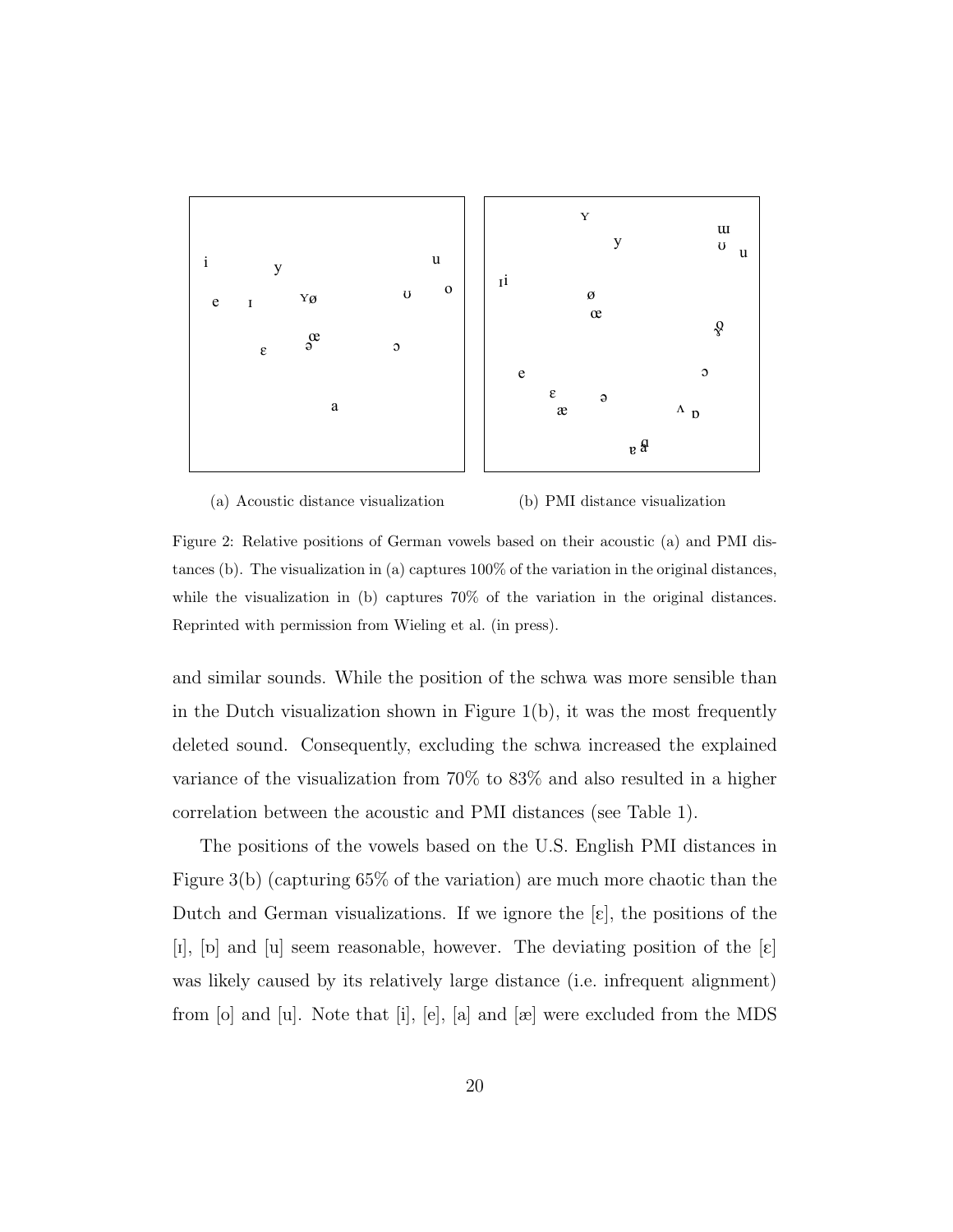(a) Acoustic distance visualization

(b) PMI distance visualization

Figure 2: Relative positions of German vowels based on their acoustic (a) and PMI distances (b). The visualization in (a) captures 100% of the variation in the original distances, while the visualization in (b) captures 70% of the variation in the original distances. Reprinted with permission from Wieling et al. (in press).

and similar sounds. While the position of the schwa was more sensible than in the Dutch visualization shown in Figure 1(b), it was the most frequently deleted sound. Consequently, excluding the schwa increased the explained variance of the visualization from 70% to 83% and also resulted in a higher correlation between the acoustic and PMI distances (see Table 1).

The positions of the vowels based on the U.S. English PMI distances in Figure 3(b) (capturing 65% of the variation) are much more chaotic than the Dutch and German visualizations. If we ignore the [ɛ], the positions of the [ɪ], [ɒ] and [u] seem reasonable, however. The deviating position of the [ɛ] was likely caused by its relatively large distance (i.e. infrequent alignment) from [o] and [u]. Note that [i], [e], [a] and [æ] were excluded from the MDS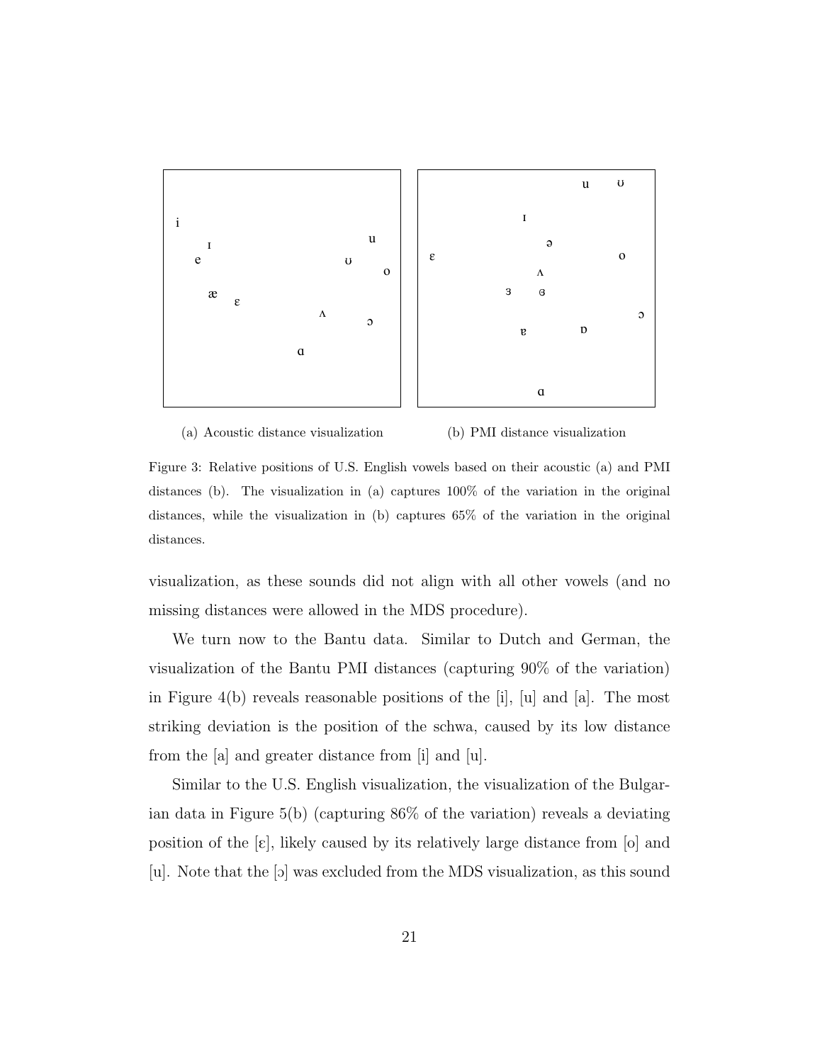(a) Acoustic distance visualization

(b) PMI distance visualization

Figure 3: Relative positions of U.S. English vowels based on their acoustic (a) and PMI distances (b). The visualization in (a) captures 100% of the variation in the original distances, while the visualization in (b) captures 65% of the variation in the original distances.

visualization, as these sounds did not align with all other vowels (and no missing distances were allowed in the MDS procedure).

We turn now to the Bantu data. Similar to Dutch and German, the visualization of the Bantu PMI distances (capturing 90% of the variation) in Figure 4(b) reveals reasonable positions of the [i], [u] and [a]. The most striking deviation is the position of the schwa, caused by its low distance from the [a] and greater distance from [i] and [u].

Similar to the U.S. English visualization, the visualization of the Bulgarian data in Figure 5(b) (capturing 86% of the variation) reveals a deviating position of the [ɛ], likely caused by its relatively large distance from [o] and [u]. Note that the [ɔ] was excluded from the MDS visualization, as this sound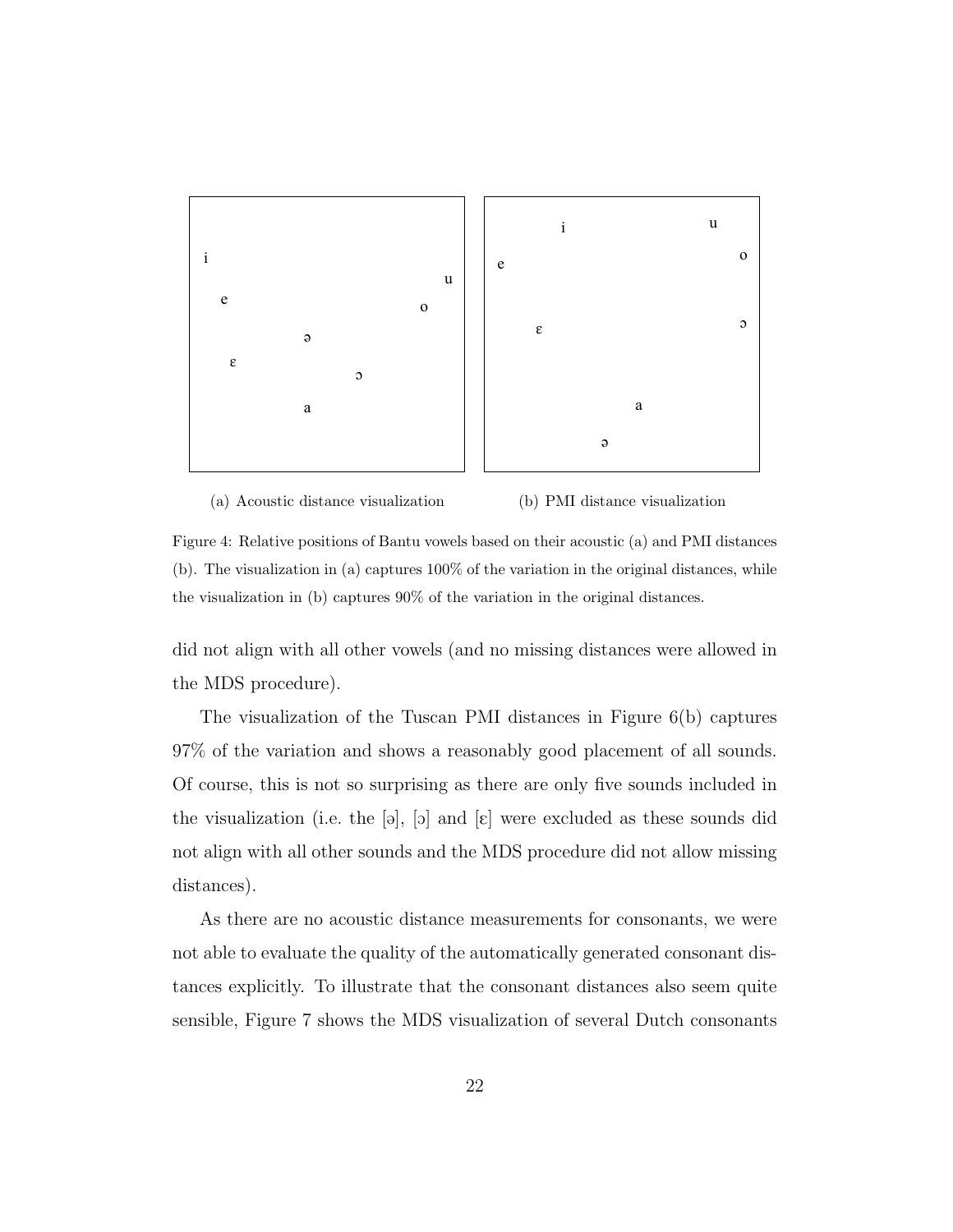(a) Acoustic distance visualization

(b) PMI distance visualization

Figure 4: Relative positions of Bantu vowels based on their acoustic (a) and PMI distances (b). The visualization in (a) captures 100% of the variation in the original distances, while the visualization in (b) captures 90% of the variation in the original distances.

did not align with all other vowels (and no missing distances were allowed in the MDS procedure).

The visualization of the Tuscan PMI distances in Figure 6(b) captures 97% of the variation and shows a reasonably good placement of all sounds. Of course, this is not so surprising as there are only five sounds included in the visualization (i.e. the [ə], [ɔ] and [ɛ] were excluded as these sounds did not align with all other sounds and the MDS procedure did not allow missing distances).

As there are no acoustic distance measurements for consonants, we were not able to evaluate the quality of the automatically generated consonant distances explicitly. To illustrate that the consonant distances also seem quite sensible, Figure 7 shows the MDS visualization of several Dutch consonants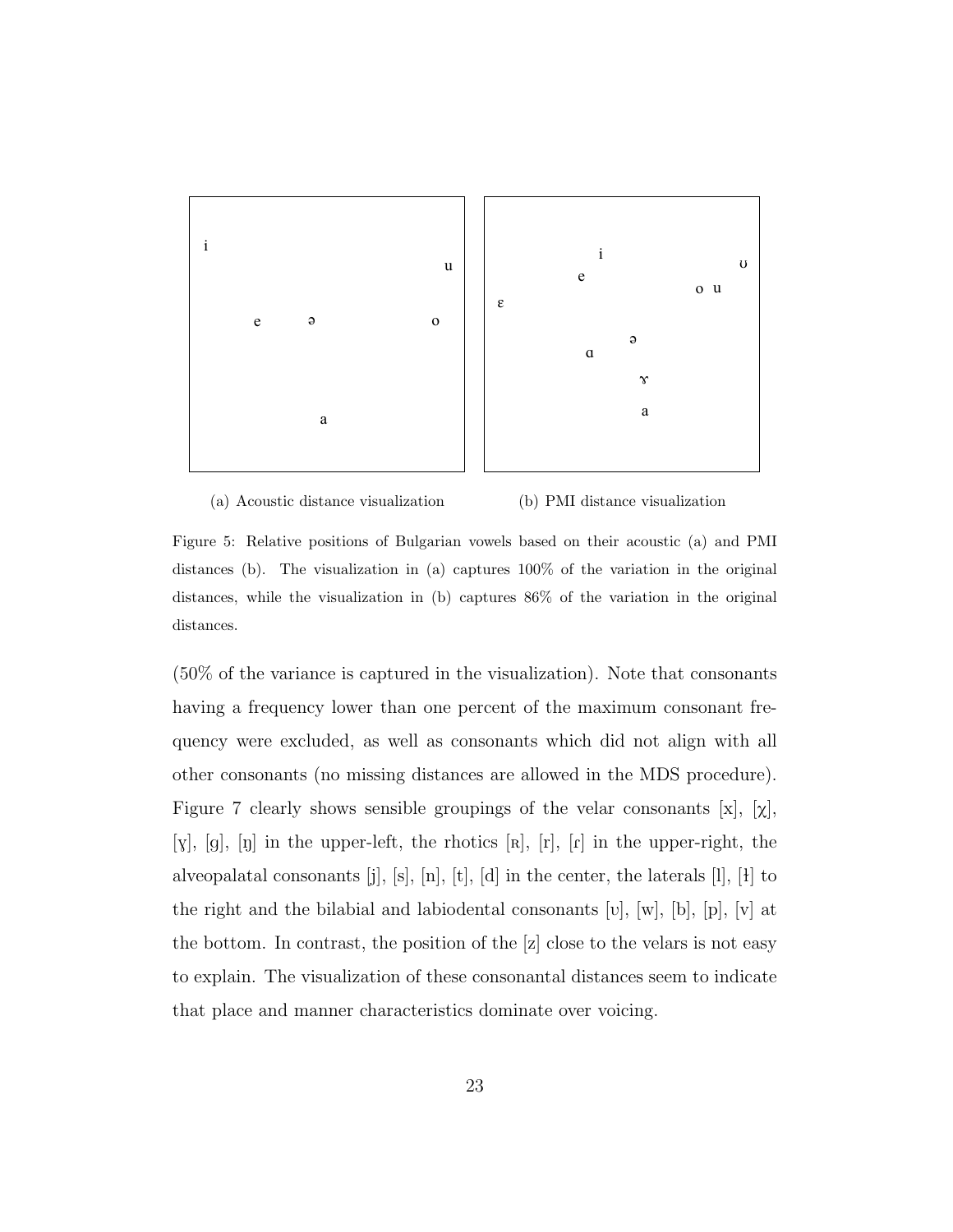(a) Acoustic distance visualization

(b) PMI distance visualization

Figure 5: Relative positions of Bulgarian vowels based on their acoustic (a) and PMI distances (b). The visualization in (a) captures 100% of the variation in the original distances, while the visualization in (b) captures 86% of the variation in the original distances.

(50% of the variance is captured in the visualization). Note that consonants having a frequency lower than one percent of the maximum consonant frequency were excluded, as well as consonants which did not align with all other consonants (no missing distances are allowed in the MDS procedure). Figure 7 clearly shows sensible groupings of the velar consonants [x], [χ], [ɣ], [g], [ŋ] in the upper-left, the rhotics [ʀ], [r], [ɾ] in the upper-right, the alveopalatal consonants [j], [s], [n], [t], [d] in the center, the laterals [l], [ɫ] to the right and the bilabial and labiodental consonants [ʋ], [w], [b], [p], [v] at the bottom. In contrast, the position of the [z] close to the velars is not easy to explain. The visualization of these consonantal distances seem to indicate that place and manner characteristics dominate over voicing.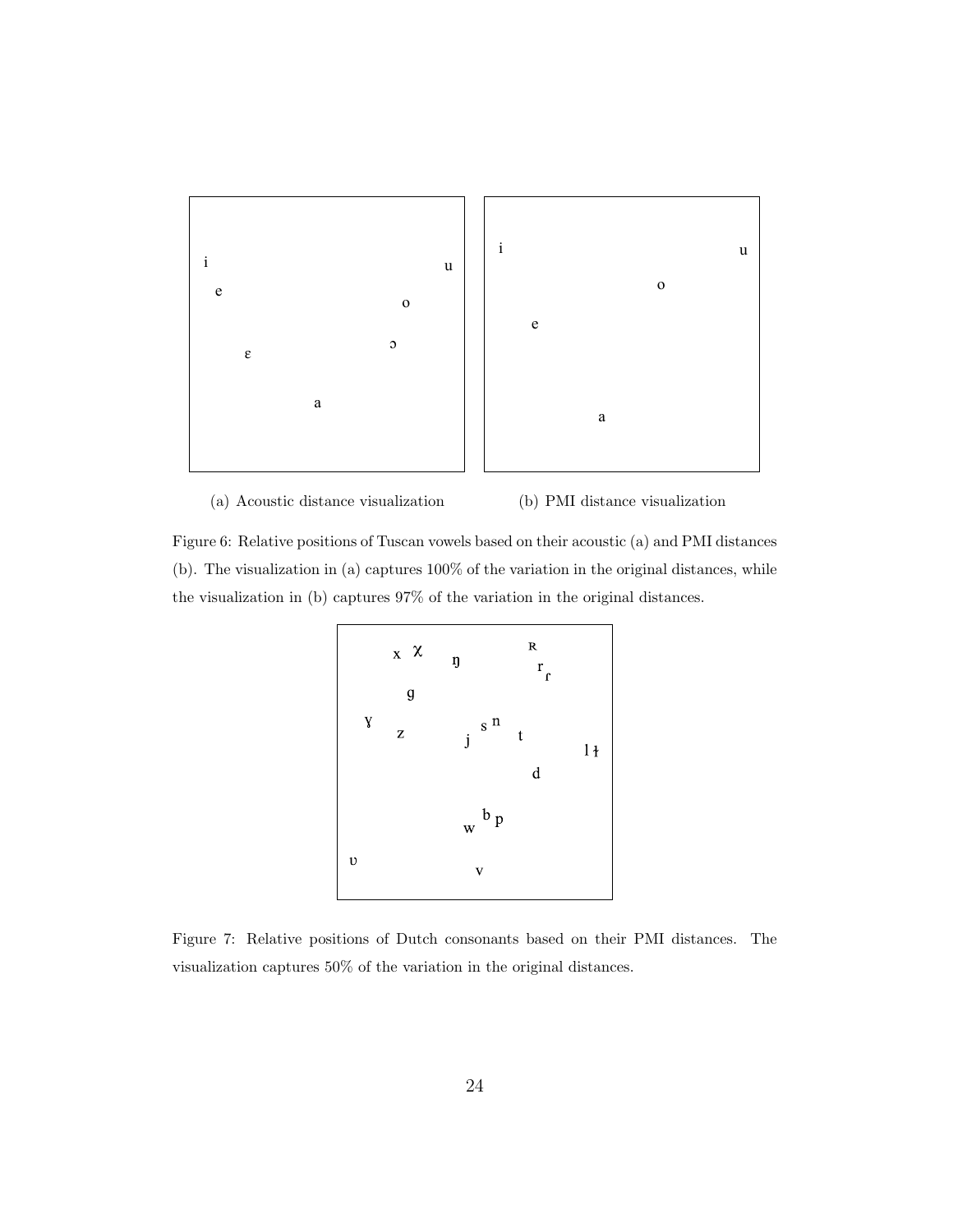(a) Acoustic distance visualization

(b) PMI distance visualization

Figure 6: Relative positions of Tuscan vowels based on their acoustic (a) and PMI distances (b). The visualization in (a) captures 100% of the variation in the original distances, while the visualization in (b) captures 97% of the variation in the original distances.

Figure 7: Relative positions of Dutch consonants based on their PMI distances. The visualization captures 50% of the variation in the original distances.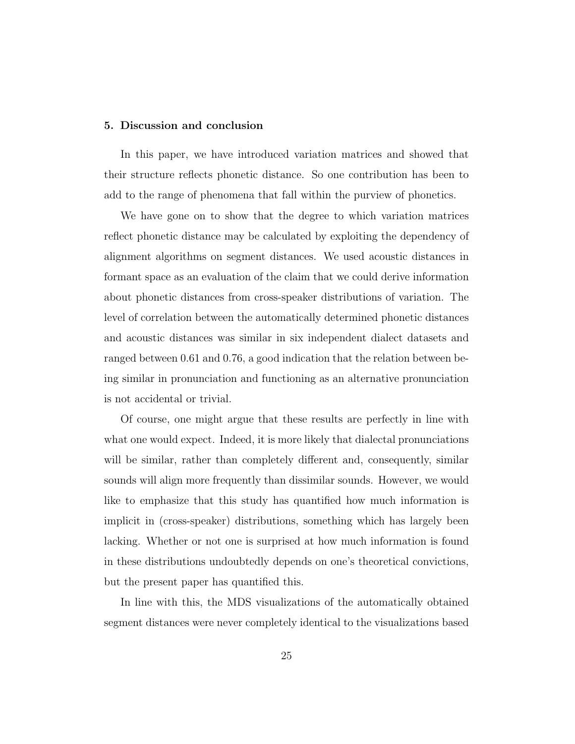## 5. Discussion and conclusion

In this paper, we have introduced variation matrices and showed that their structure reflects phonetic distance. So one contribution has been to add to the range of phenomena that fall within the purview of phonetics.

We have gone on to show that the degree to which variation matrices reflect phonetic distance may be calculated by exploiting the dependency of alignment algorithms on segment distances. We used acoustic distances in formant space as an evaluation of the claim that we could derive information about phonetic distances from cross-speaker distributions of variation. The level of correlation between the automatically determined phonetic distances and acoustic distances was similar in six independent dialect datasets and ranged between 0.61 and 0.76, a good indication that the relation between being similar in pronunciation and functioning as an alternative pronunciation is not accidental or trivial.

Of course, one might argue that these results are perfectly in line with what one would expect. Indeed, it is more likely that dialectal pronunciations will be similar, rather than completely different and, consequently, similar sounds will align more frequently than dissimilar sounds. However, we would like to emphasize that this study has quantified how much information is implicit in (cross-speaker) distributions, something which has largely been lacking. Whether or not one is surprised at how much information is found in these distributions undoubtedly depends on one's theoretical convictions, but the present paper has quantified this.

In line with this, the MDS visualizations of the automatically obtained segment distances were never completely identical to the visualizations based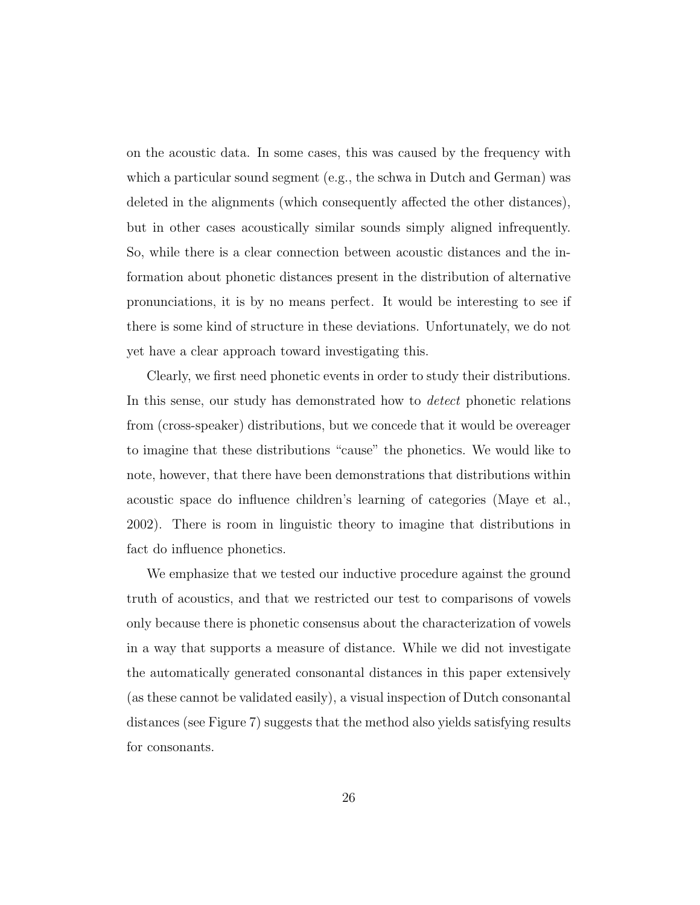on the acoustic data. In some cases, this was caused by the frequency with which a particular sound segment (e.g., the schwa in Dutch and German) was deleted in the alignments (which consequently affected the other distances), but in other cases acoustically similar sounds simply aligned infrequently. So, while there is a clear connection between acoustic distances and the information about phonetic distances present in the distribution of alternative pronunciations, it is by no means perfect. It would be interesting to see if there is some kind of structure in these deviations. Unfortunately, we do not yet have a clear approach toward investigating this.

Clearly, we first need phonetic events in order to study their distributions. In this sense, our study has demonstrated how to *detect* phonetic relations from (cross-speaker) distributions, but we concede that it would be overeager to imagine that these distributions "cause" the phonetics. We would like to note, however, that there have been demonstrations that distributions within acoustic space do influence children's learning of categories (Maye et al., 2002). There is room in linguistic theory to imagine that distributions in fact do influence phonetics.

We emphasize that we tested our inductive procedure against the ground truth of acoustics, and that we restricted our test to comparisons of vowels only because there is phonetic consensus about the characterization of vowels in a way that supports a measure of distance. While we did not investigate the automatically generated consonantal distances in this paper extensively (as these cannot be validated easily), a visual inspection of Dutch consonantal distances (see Figure 7) suggests that the method also yields satisfying results for consonants.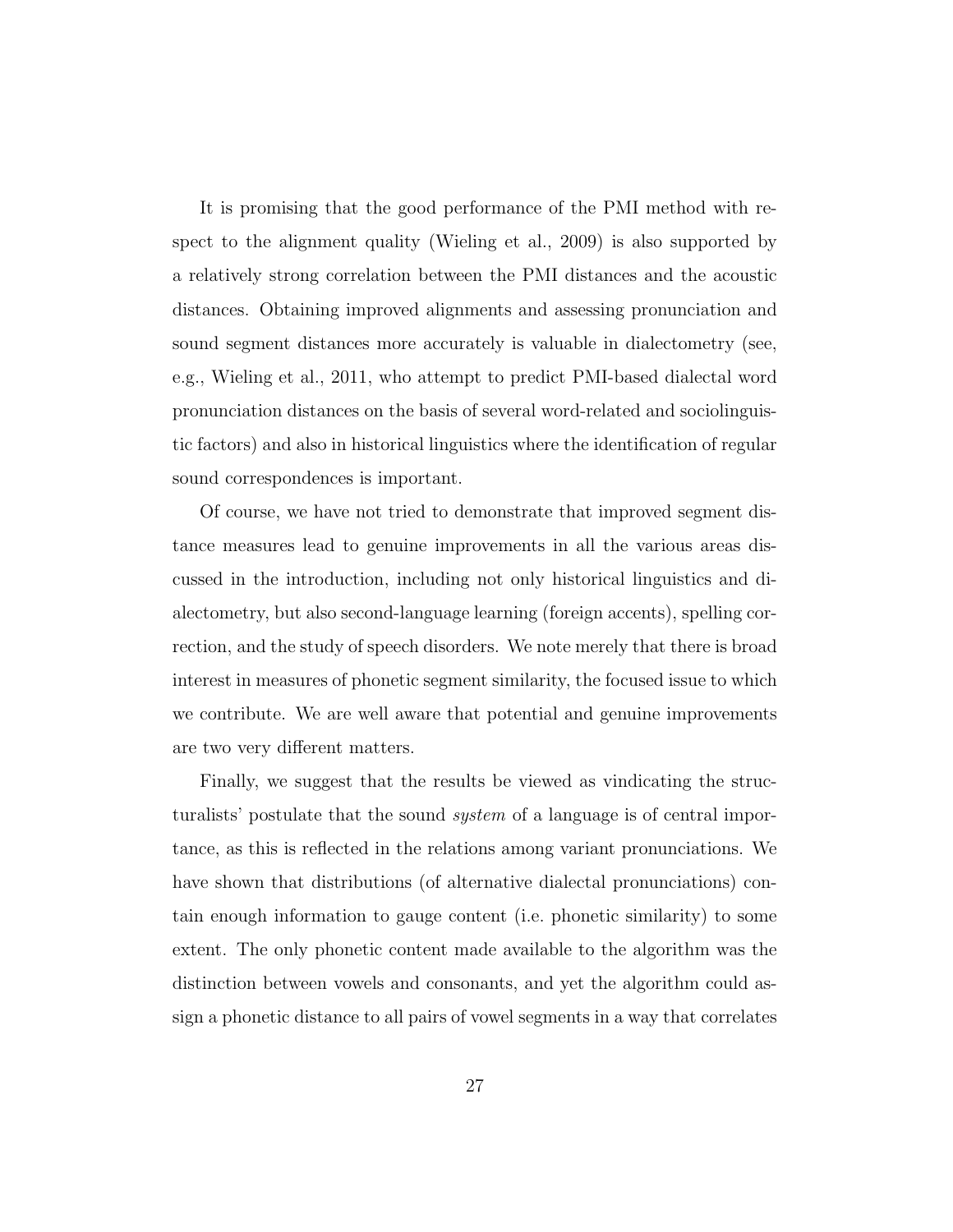It is promising that the good performance of the PMI method with respect to the alignment quality (Wieling et al., 2009) is also supported by a relatively strong correlation between the PMI distances and the acoustic distances. Obtaining improved alignments and assessing pronunciation and sound segment distances more accurately is valuable in dialectometry (see, e.g., Wieling et al., 2011, who attempt to predict PMI-based dialectal word pronunciation distances on the basis of several word-related and sociolinguistic factors) and also in historical linguistics where the identification of regular sound correspondences is important.

Of course, we have not tried to demonstrate that improved segment distance measures lead to genuine improvements in all the various areas discussed in the introduction, including not only historical linguistics and dialectometry, but also second-language learning (foreign accents), spelling correction, and the study of speech disorders. We note merely that there is broad interest in measures of phonetic segment similarity, the focused issue to which we contribute. We are well aware that potential and genuine improvements are two very different matters.

Finally, we suggest that the results be viewed as vindicating the structuralists' postulate that the sound *system* of a language is of central importance, as this is reflected in the relations among variant pronunciations. We have shown that distributions (of alternative dialectal pronunciations) contain enough information to gauge content (i.e. phonetic similarity) to some extent. The only phonetic content made available to the algorithm was the distinction between vowels and consonants, and yet the algorithm could assign a phonetic distance to all pairs of vowel segments in a way that correlates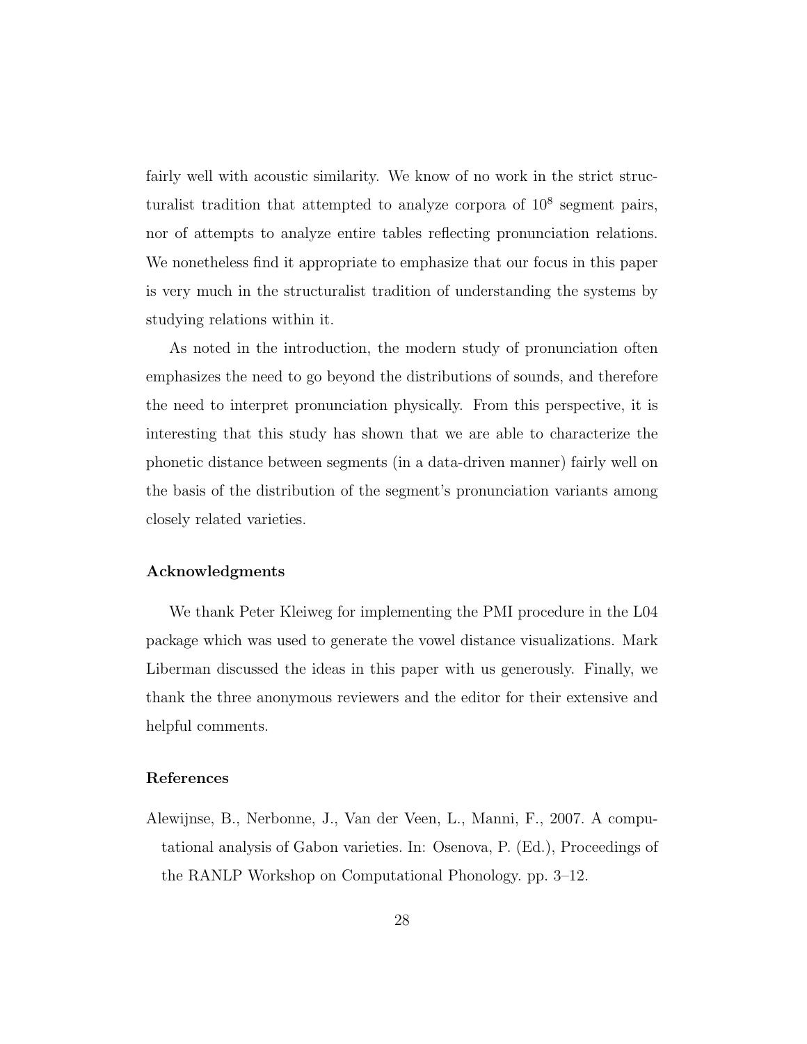fairly well with acoustic similarity. We know of no work in the strict structuralist tradition that attempted to analyze corpora of $10^8$ segment pairs, nor of attempts to analyze entire tables reflecting pronunciation relations. We nonetheless find it appropriate to emphasize that our focus in this paper is very much in the structuralist tradition of understanding the systems by studying relations within it.

As noted in the introduction, the modern study of pronunciation often emphasizes the need to go beyond the distributions of sounds, and therefore the need to interpret pronunciation physically. From this perspective, it is interesting that this study has shown that we are able to characterize the phonetic distance between segments (in a data-driven manner) fairly well on the basis of the distribution of the segment's pronunciation variants among closely related varieties.

### Acknowledgments

We thank Peter Kleiweg for implementing the PMI procedure in the L04 package which was used to generate the vowel distance visualizations. Mark Liberman discussed the ideas in this paper with us generously. Finally, we thank the three anonymous reviewers and the editor for their extensive and helpful comments.

### References

Alewijnse, B., Nerbonne, J., Van der Veen, L., Manni, F., 2007. A computational analysis of Gabon varieties. In: Osenova, P. (Ed.), Proceedings of the RANLP Workshop on Computational Phonology. pp. 3–12.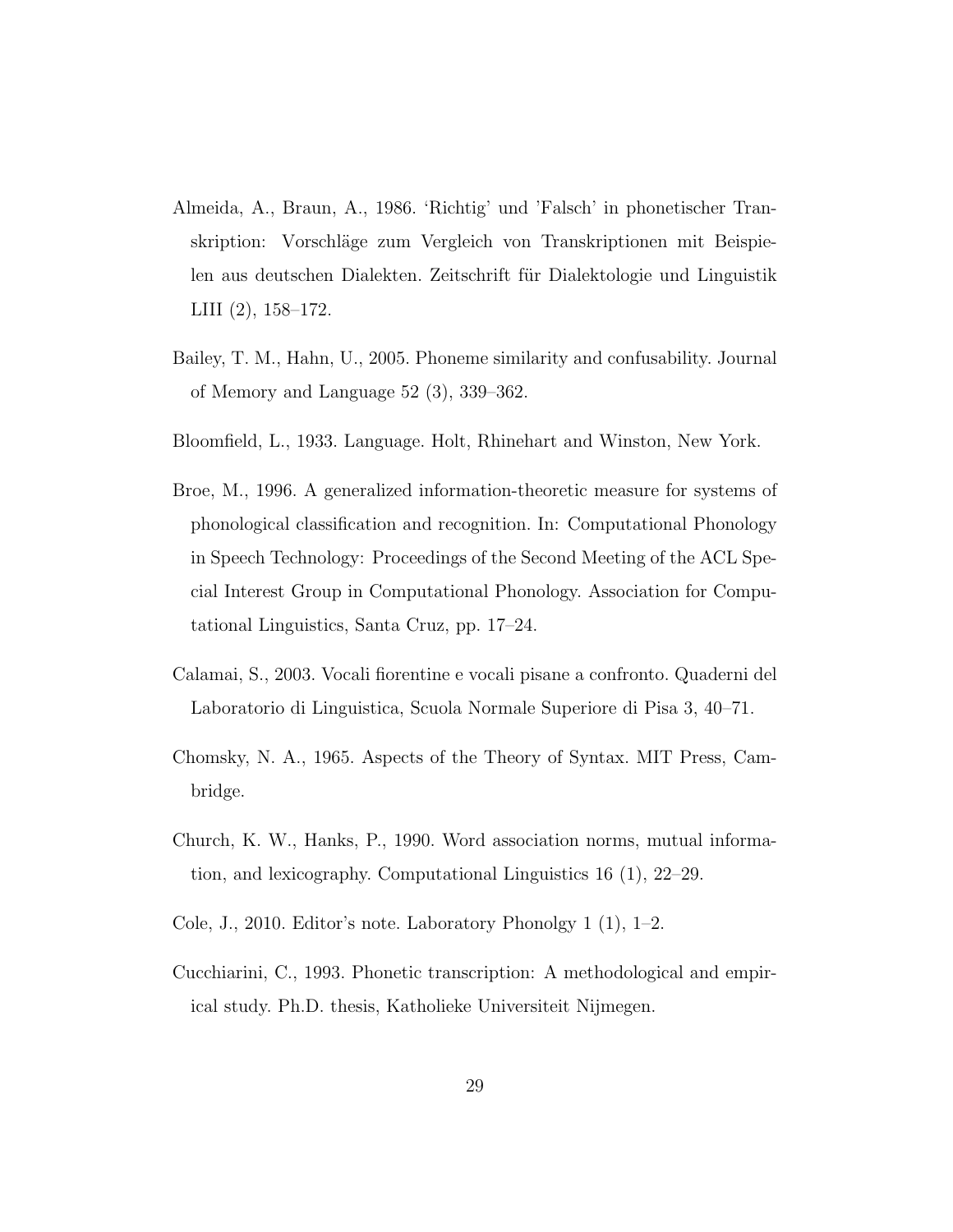Almeida, A., Braun, A., 1986. 'Richtig' und 'Falsch' in phonetischer Transkription: Vorschläge zum Vergleich von Transkriptionen mit Beispielen aus deutschen Dialekten. Zeitschrift für Dialektologie und Linguistik LIII (2), 158–172.

Bailey, T. M., Hahn, U., 2005. Phoneme similarity and confusability. Journal of Memory and Language 52 (3), 339–362.

Bloomfield, L., 1933. Language. Holt, Rhinehart and Winston, New York.

Broe, M., 1996. A generalized information-theoretic measure for systems of phonological classification and recognition. In: Computational Phonology in Speech Technology: Proceedings of the Second Meeting of the ACL Special Interest Group in Computational Phonology. Association for Computational Linguistics, Santa Cruz, pp. 17–24.

Calamai, S., 2003. Vocali fiorentine e vocali pisane a confronto. Quaderni del Laboratorio di Linguistica, Scuola Normale Superiore di Pisa 3, 40–71.

Chomsky, N. A., 1965. Aspects of the Theory of Syntax. MIT Press, Cambridge.

Church, K. W., Hanks, P., 1990. Word association norms, mutual information, and lexicography. Computational Linguistics 16 (1), 22–29.

Cole, J., 2010. Editor's note. Laboratory Phonolgy 1 (1), 1–2.

Cucchiarini, C., 1993. Phonetic transcription: A methodological and empirical study. Ph.D. thesis, Katholieke Universiteit Nijmegen.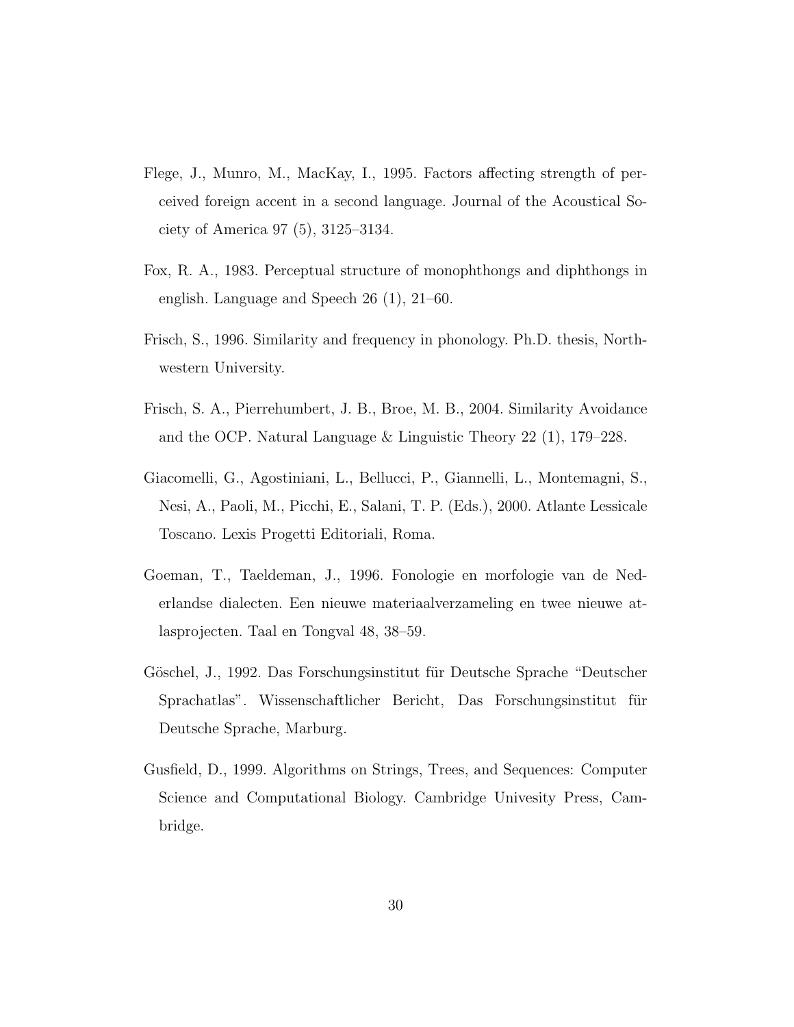Flege, J., Munro, M., MacKay, I., 1995. Factors affecting strength of perceived foreign accent in a second language. Journal of the Acoustical Society of America 97 (5), 3125–3134.

Fox, R. A., 1983. Perceptual structure of monophthongs and diphthongs in english. Language and Speech 26 (1), 21–60.

Frisch, S., 1996. Similarity and frequency in phonology. Ph.D. thesis, Northwestern University.

Frisch, S. A., Pierrehumbert, J. B., Broe, M. B., 2004. Similarity Avoidance and the OCP. Natural Language & Linguistic Theory 22 (1), 179–228.

Giacomelli, G., Agostiniani, L., Bellucci, P., Giannelli, L., Montemagni, S., Nesi, A., Paoli, M., Picchi, E., Salani, T. P. (Eds.), 2000. Atlante Lessicale Toscano. Lexis Progetti Editoriali, Roma.

Goeman, T., Taeldeman, J., 1996. Fonologie en morfologie van de Nederlandse dialecten. Een nieuwe materiaalverzameling en twee nieuwe atlasprojecten. Taal en Tongval 48, 38–59.

Göschel, J., 1992. Das Forschungsinstitut für Deutsche Sprache "Deutscher Sprachatlas". Wissenschaftlicher Bericht, Das Forschungsinstitut für Deutsche Sprache, Marburg.

Gusfield, D., 1999. Algorithms on Strings, Trees, and Sequences: Computer Science and Computational Biology. Cambridge Univesity Press, Cambridge.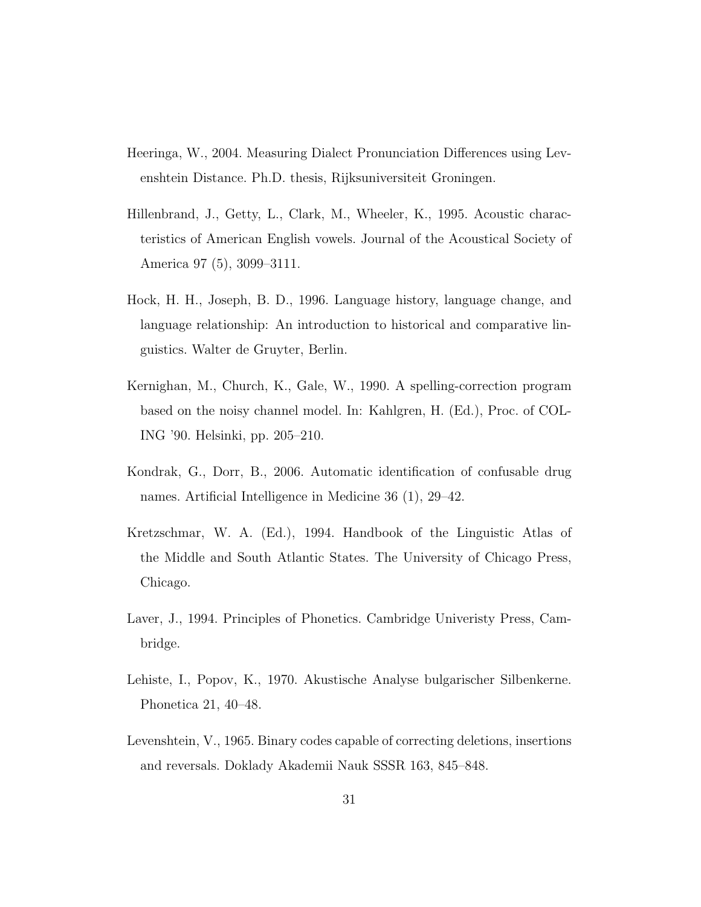Heeringa, W., 2004. Measuring Dialect Pronunciation Differences using Levenshtein Distance. Ph.D. thesis, Rijksuniversiteit Groningen.

Hillenbrand, J., Getty, L., Clark, M., Wheeler, K., 1995. Acoustic characteristics of American English vowels. Journal of the Acoustical Society of America 97 (5), 3099–3111.

Hock, H. H., Joseph, B. D., 1996. Language history, language change, and language relationship: An introduction to historical and comparative linguistics. Walter de Gruyter, Berlin.

Kernighan, M., Church, K., Gale, W., 1990. A spelling-correction program based on the noisy channel model. In: Kahlgren, H. (Ed.), Proc. of COLING '90. Helsinki, pp. 205–210.

Kondrak, G., Dorr, B., 2006. Automatic identification of confusable drug names. Artificial Intelligence in Medicine 36 (1), 29–42.

Kretzschmar, W. A. (Ed.), 1994. Handbook of the Linguistic Atlas of the Middle and South Atlantic States. The University of Chicago Press, Chicago.

Laver, J., 1994. Principles of Phonetics. Cambridge Univeristy Press, Cambridge.

Lehiste, I., Popov, K., 1970. Akustische Analyse bulgarischer Silbenkerne. Phonetica 21, 40–48.

Levenshtein, V., 1965. Binary codes capable of correcting deletions, insertions and reversals. Doklady Akademii Nauk SSSR 163, 845–848.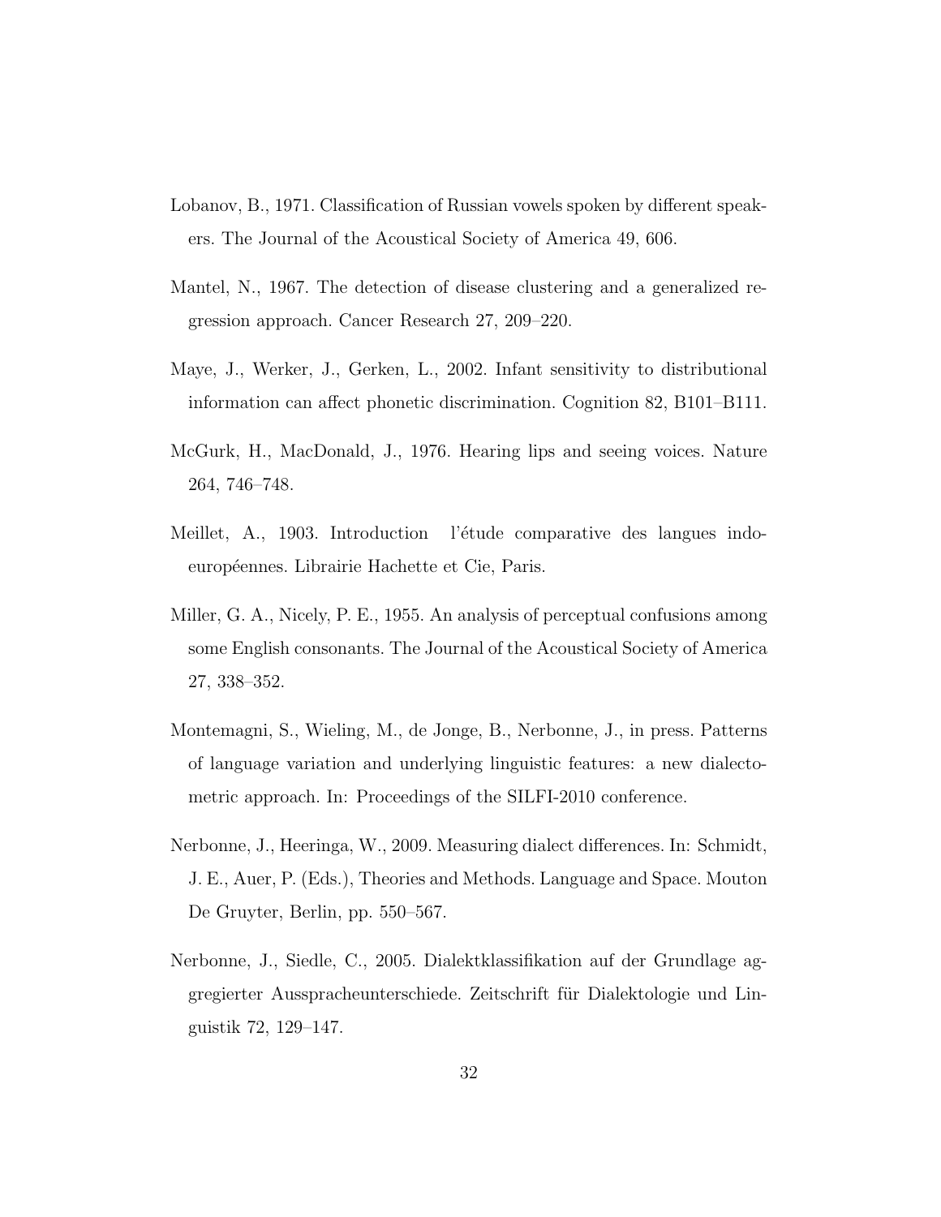Lobanov, B., 1971. Classification of Russian vowels spoken by different speakers. The Journal of the Acoustical Society of America 49, 606.

Mantel, N., 1967. The detection of disease clustering and a generalized regression approach. Cancer Research 27, 209–220.

Maye, J., Werker, J., Gerken, L., 2002. Infant sensitivity to distributional information can affect phonetic discrimination. Cognition 82, B101–B111.

McGurk, H., MacDonald, J., 1976. Hearing lips and seeing voices. Nature 264, 746–748.

Meillet, A., 1903. Introduction  l'étude comparative des langues indo-européennes. Librairie Hachette et Cie, Paris.

Miller, G. A., Nicely, P. E., 1955. An analysis of perceptual confusions among some English consonants. The Journal of the Acoustical Society of America 27, 338–352.

Montemagni, S., Wieling, M., de Jonge, B., Nerbonne, J., in press. Patterns of language variation and underlying linguistic features: a new dialectometric approach. In: Proceedings of the SILFI-2010 conference.

Nerbonne, J., Heeringa, W., 2009. Measuring dialect differences. In: Schmidt, J. E., Auer, P. (Eds.), Theories and Methods. Language and Space. Mouton De Gruyter, Berlin, pp. 550–567.

Nerbonne, J., Siedle, C., 2005. Dialektklassifikation auf der Grundlage aggregierter Ausspracheunterschiede. Zeitschrift für Dialektologie und Linguistik 72, 129–147.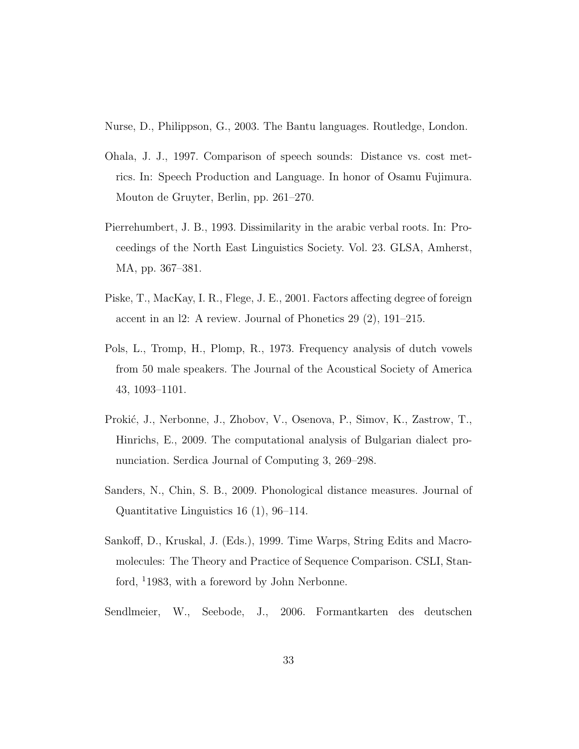Nurse, D., Philippson, G., 2003. The Bantu languages. Routledge, London.

Ohala, J. J., 1997. Comparison of speech sounds: Distance vs. cost metrics. In: Speech Production and Language. In honor of Osamu Fujimura. Mouton de Gruyter, Berlin, pp. 261–270.

Pierrehumbert, J. B., 1993. Dissimilarity in the arabic verbal roots. In: Proceedings of the North East Linguistics Society. Vol. 23. GLSA, Amherst, MA, pp. 367–381.

Piske, T., MacKay, I. R., Flege, J. E., 2001. Factors affecting degree of foreign accent in an l2: A review. Journal of Phonetics 29 (2), 191–215.

Pols, L., Tromp, H., Plomp, R., 1973. Frequency analysis of dutch vowels from 50 male speakers. The Journal of the Acoustical Society of America 43, 1093–1101.

Prokić, J., Nerbonne, J., Zhobov, V., Osenova, P., Simov, K., Zastrow, T., Hinrichs, E., 2009. The computational analysis of Bulgarian dialect pronunciation. Serdica Journal of Computing 3, 269–298.

Sanders, N., Chin, S. B., 2009. Phonological distance measures. Journal of Quantitative Linguistics 16 (1), 96–114.

Sankoff, D., Kruskal, J. (Eds.), 1999. Time Warps, String Edits and Macromolecules: The Theory and Practice of Sequence Comparison. CSLI, Stanford, [1]1983, with a foreword by John Nerbonne.

Sendlmeier, W., Seebode, J., 2006. Formantkarten des deutschen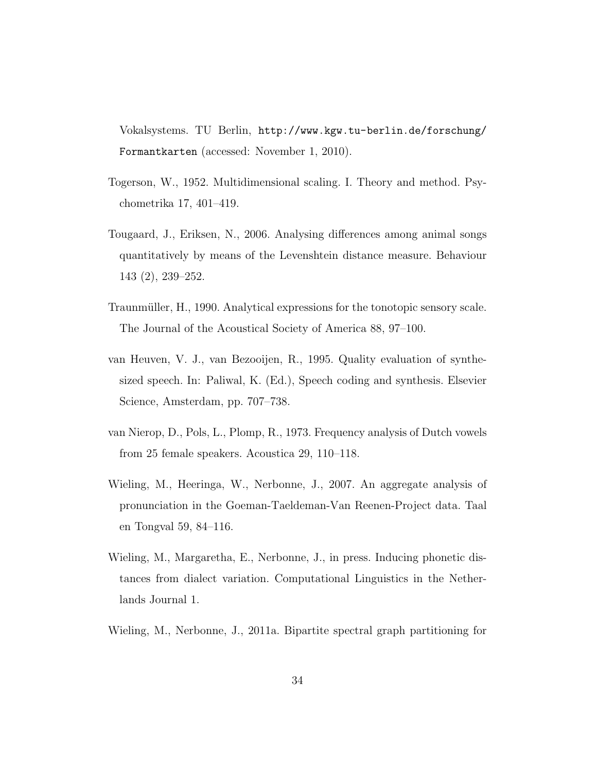Vokalsystems. TU Berlin, `http://www.kgw.tu-berlin.de/forschung/Formantkarten` (accessed: November 1, 2010).

Togerson, W., 1952. Multidimensional scaling. I. Theory and method. Psychometrika 17, 401–419.

Tougaard, J., Eriksen, N., 2006. Analysing differences among animal songs quantitatively by means of the Levenshtein distance measure. Behaviour 143 (2), 239–252.

Traunmüller, H., 1990. Analytical expressions for the tonotopic sensory scale. The Journal of the Acoustical Society of America 88, 97–100.

van Heuven, V. J., van Bezooijen, R., 1995. Quality evaluation of synthesized speech. In: Paliwal, K. (Ed.), Speech coding and synthesis. Elsevier Science, Amsterdam, pp. 707–738.

van Nierop, D., Pols, L., Plomp, R., 1973. Frequency analysis of Dutch vowels from 25 female speakers. Acoustica 29, 110–118.

Wieling, M., Heeringa, W., Nerbonne, J., 2007. An aggregate analysis of pronunciation in the Goeman-Taeldeman-Van Reenen-Project data. Taal en Tongval 59, 84–116.

Wieling, M., Margaretha, E., Nerbonne, J., in press. Inducing phonetic distances from dialect variation. Computational Linguistics in the Netherlands Journal 1.

Wieling, M., Nerbonne, J., 2011a. Bipartite spectral graph partitioning for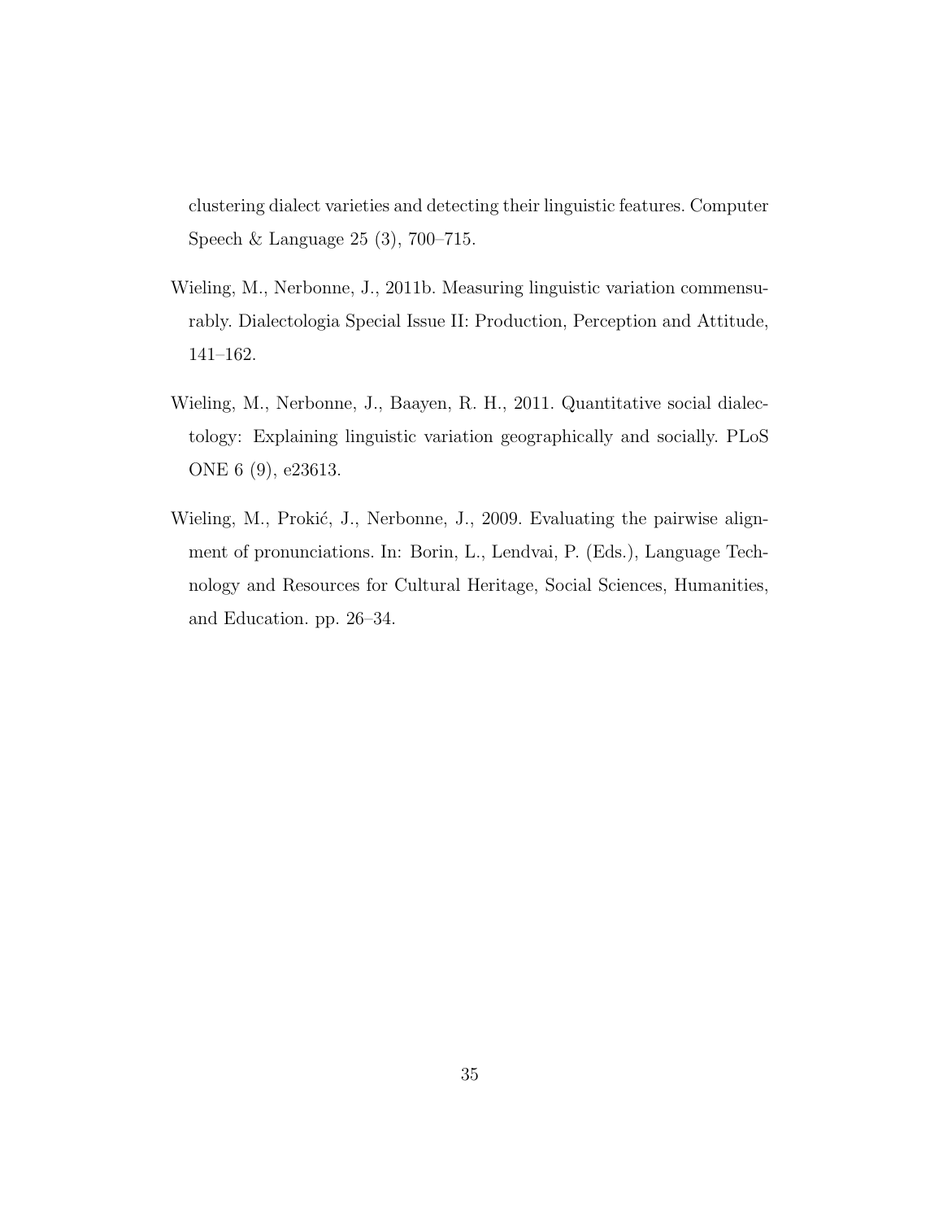clustering dialect varieties and detecting their linguistic features. Computer Speech & Language 25 (3), 700–715.

Wieling, M., Nerbonne, J., 2011b. Measuring linguistic variation commensurably. Dialectologia Special Issue II: Production, Perception and Attitude, 141–162.

Wieling, M., Nerbonne, J., Baayen, R. H., 2011. Quantitative social dialectology: Explaining linguistic variation geographically and socially. PLoS ONE 6 (9), e23613.

Wieling, M., Prokić, J., Nerbonne, J., 2009. Evaluating the pairwise alignment of pronunciations. In: Borin, L., Lendvai, P. (Eds.), Language Technology and Resources for Cultural Heritage, Social Sciences, Humanities, and Education. pp. 26–34.